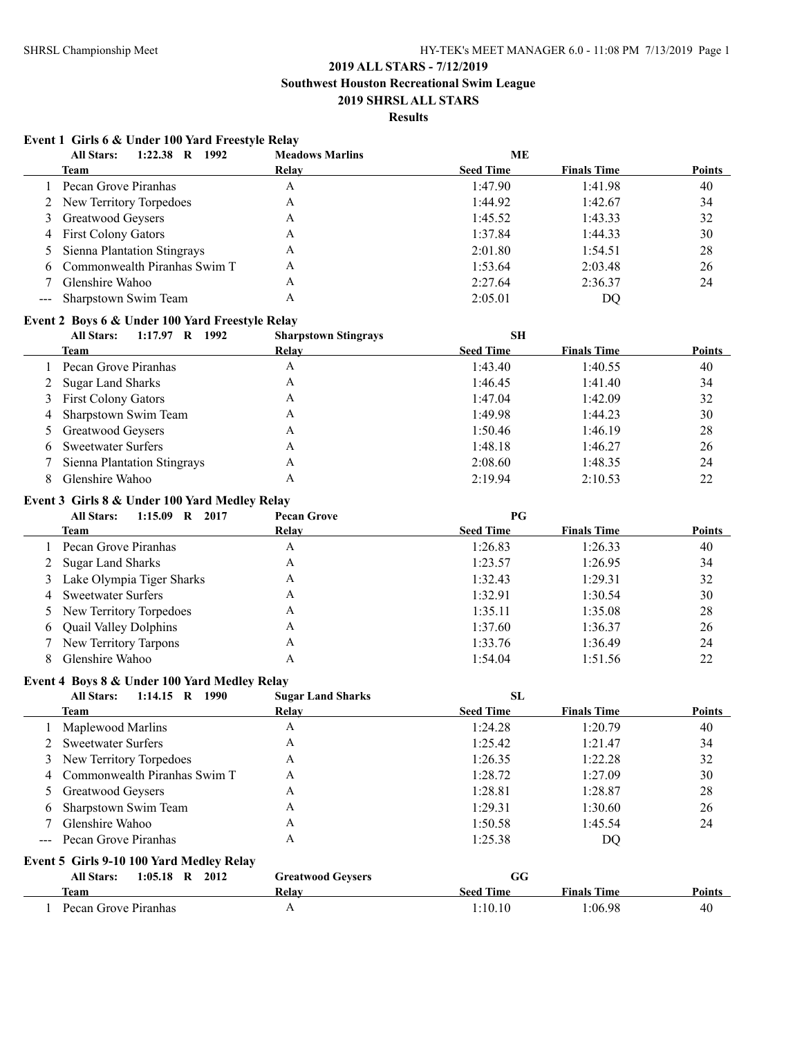# 2019 ALL STARS - 7/12/2019

## Southwest Houston Recreational Swim League

## 2019 SHRSL ALL STARS

### Results

**Event 1 Girls 6 & Under 100 Yard Freestyle Relay**

**All Stars: 1:22.38 R 1992 Meadows Marlins ME**

| | Team | Relay | Seed Time | Finals Time | Points |
|---|---|---|---|---|---|
| 1 | Pecan Grove Piranhas | A | 1:47.90 | 1:41.98 | 40 |
| 2 | New Territory Torpedoes | A | 1:44.92 | 1:42.67 | 34 |
| 3 | Greatwood Geysers | A | 1:45.52 | 1:43.33 | 32 |
| 4 | First Colony Gators | A | 1:37.84 | 1:44.33 | 30 |
| 5 | Sienna Plantation Stingrays | A | 2:01.80 | 1:54.51 | 28 |
| 6 | Commonwealth Piranhas Swim T | A | 1:53.64 | 2:03.48 | 26 |
| 7 | Glenshire Wahoo | A | 2:27.64 | 2:36.37 | 24 |
| --- | Sharpstown Swim Team | A | 2:05.01 | DQ | |

**Event 2 Boys 6 & Under 100 Yard Freestyle Relay**

**All Stars: 1:17.97 R 1992 Sharpstown Stingrays SH**

| | Team | Relay | Seed Time | Finals Time | Points |
|---|---|---|---|---|---|
| 1 | Pecan Grove Piranhas | A | 1:43.40 | 1:40.55 | 40 |
| 2 | Sugar Land Sharks | A | 1:46.45 | 1:41.40 | 34 |
| 3 | First Colony Gators | A | 1:47.04 | 1:42.09 | 32 |
| 4 | Sharpstown Swim Team | A | 1:49.98 | 1:44.23 | 30 |
| 5 | Greatwood Geysers | A | 1:50.46 | 1:46.19 | 28 |
| 6 | Sweetwater Surfers | A | 1:48.18 | 1:46.27 | 26 |
| 7 | Sienna Plantation Stingrays | A | 2:08.60 | 1:48.35 | 24 |
| 8 | Glenshire Wahoo | A | 2:19.94 | 2:10.53 | 22 |

**Event 3 Girls 8 & Under 100 Yard Medley Relay**

**All Stars: 1:15.09 R 2017 Pecan Grove PG**

| | Team | Relay | Seed Time | Finals Time | Points |
|---|---|---|---|---|---|
| 1 | Pecan Grove Piranhas | A | 1:26.83 | 1:26.33 | 40 |
| 2 | Sugar Land Sharks | A | 1:23.57 | 1:26.95 | 34 |
| 3 | Lake Olympia Tiger Sharks | A | 1:32.43 | 1:29.31 | 32 |
| 4 | Sweetwater Surfers | A | 1:32.91 | 1:30.54 | 30 |
| 5 | New Territory Torpedoes | A | 1:35.11 | 1:35.08 | 28 |
| 6 | Quail Valley Dolphins | A | 1:37.60 | 1:36.37 | 26 |
| 7 | New Territory Tarpons | A | 1:33.76 | 1:36.49 | 24 |
| 8 | Glenshire Wahoo | A | 1:54.04 | 1:51.56 | 22 |

**Event 4 Boys 8 & Under 100 Yard Medley Relay**

**All Stars: 1:14.15 R 1990 Sugar Land Sharks SL**

| | Team | Relay | Seed Time | Finals Time | Points |
|---|---|---|---|---|---|
| 1 | Maplewood Marlins | A | 1:24.28 | 1:20.79 | 40 |
| 2 | Sweetwater Surfers | A | 1:25.42 | 1:21.47 | 34 |
| 3 | New Territory Torpedoes | A | 1:26.35 | 1:22.28 | 32 |
| 4 | Commonwealth Piranhas Swim T | A | 1:28.72 | 1:27.09 | 30 |
| 5 | Greatwood Geysers | A | 1:28.81 | 1:28.87 | 28 |
| 6 | Sharpstown Swim Team | A | 1:29.31 | 1:30.60 | 26 |
| 7 | Glenshire Wahoo | A | 1:50.58 | 1:45.54 | 24 |
| --- | Pecan Grove Piranhas | A | 1:25.38 | DQ | |

**Event 5 Girls 9-10 100 Yard Medley Relay**

**All Stars: 1:05.18 R 2012 Greatwood Geysers GG**

| | Team | Relay | Seed Time | Finals Time | Points |
|---|---|---|---|---|---|
| 1 | Pecan Grove Piranhas | A | 1:10.10 | 1:06.98 | 40 |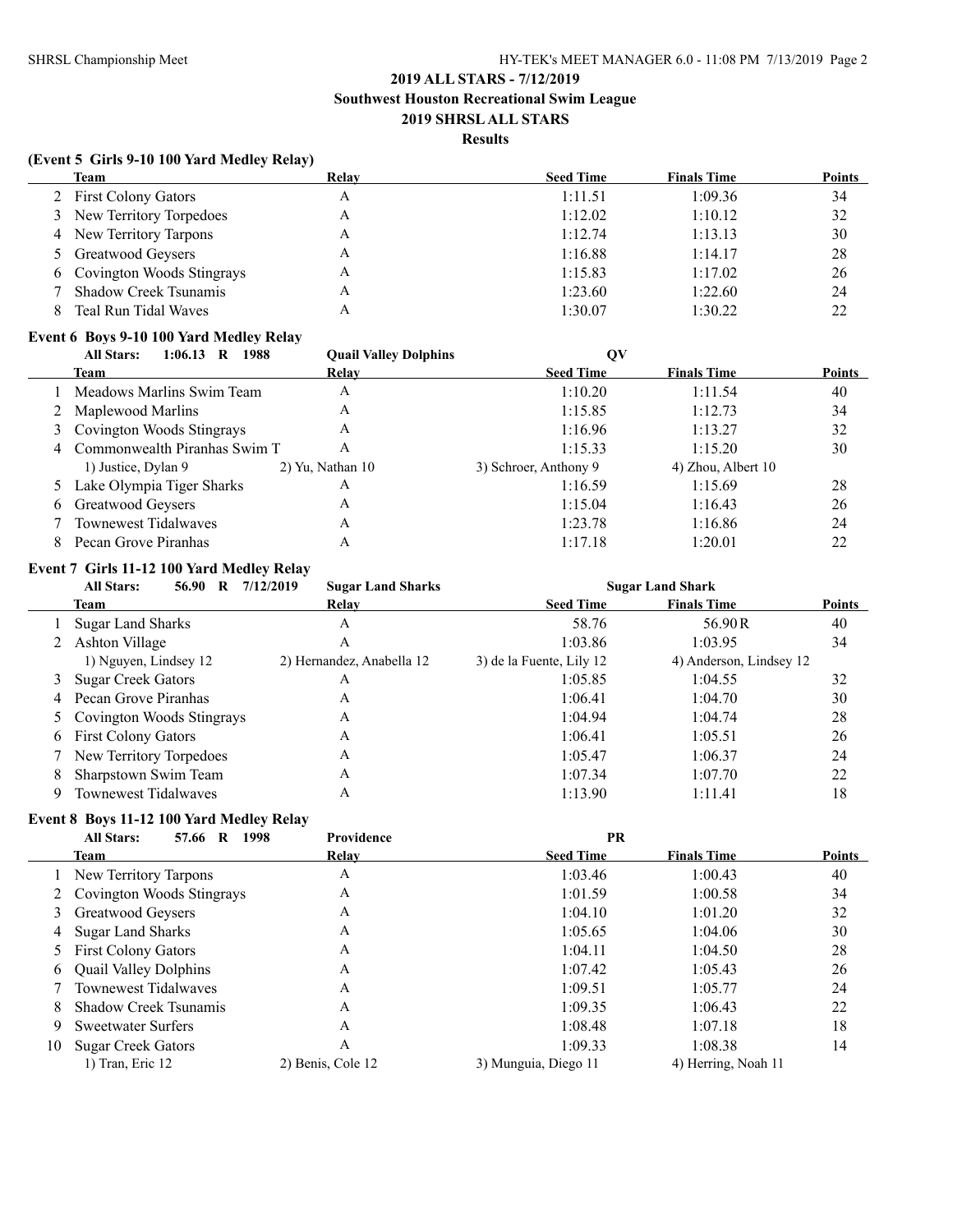## 2019 ALL STARS - 7/12/2019
## Southwest Houston Recreational Swim League
## 2019 SHRSL ALL STARS
### Results

**(Event 5 Girls 9-10 100 Yard Medley Relay)**

| | Team | Relay | Seed Time | Finals Time | Points |
|---|---|---|---|---|---|
| 2 | First Colony Gators | A | 1:11.51 | 1:09.36 | 34 |
| 3 | New Territory Torpedoes | A | 1:12.02 | 1:10.12 | 32 |
| 4 | New Territory Tarpons | A | 1:12.74 | 1:13.13 | 30 |
| 5 | Greatwood Geysers | A | 1:16.88 | 1:14.17 | 28 |
| 6 | Covington Woods Stingrays | A | 1:15.83 | 1:17.02 | 26 |
| 7 | Shadow Creek Tsunamis | A | 1:23.60 | 1:22.60 | 24 |
| 8 | Teal Run Tidal Waves | A | 1:30.07 | 1:30.22 | 22 |

**Event 6 Boys 9-10 100 Yard Medley Relay**

All Stars: 1:06.13 R 1988 Quail Valley Dolphins QV

| | Team | Relay | Seed Time | Finals Time | Points |
|---|---|---|---|---|---|
| 1 | Meadows Marlins Swim Team | A | 1:10.20 | 1:11.54 | 40 |
| 2 | Maplewood Marlins | A | 1:15.85 | 1:12.73 | 34 |
| 3 | Covington Woods Stingrays | A | 1:16.96 | 1:13.27 | 32 |
| 4 | Commonwealth Piranhas Swim T | A | 1:15.33 | 1:15.20 | 30 |
| | 1) Justice, Dylan 9 | 2) Yu, Nathan 10 | 3) Schroer, Anthony 9 | 4) Zhou, Albert 10 | |
| 5 | Lake Olympia Tiger Sharks | A | 1:16.59 | 1:15.69 | 28 |
| 6 | Greatwood Geysers | A | 1:15.04 | 1:16.43 | 26 |
| 7 | Townewest Tidalwaves | A | 1:23.78 | 1:16.86 | 24 |
| 8 | Pecan Grove Piranhas | A | 1:17.18 | 1:20.01 | 22 |

**Event 7 Girls 11-12 100 Yard Medley Relay**

All Stars: 56.90 R 7/12/2019 Sugar Land Sharks Sugar Land Shark

| | Team | Relay | Seed Time | Finals Time | Points |
|---|---|---|---|---|---|
| 1 | Sugar Land Sharks | A | 58.76 | 56.90R | 40 |
| 2 | Ashton Village | A | 1:03.86 | 1:03.95 | 34 |
| | 1) Nguyen, Lindsey 12 | 2) Hernandez, Anabella 12 | 3) de la Fuente, Lily 12 | 4) Anderson, Lindsey 12 | |
| 3 | Sugar Creek Gators | A | 1:05.85 | 1:04.55 | 32 |
| 4 | Pecan Grove Piranhas | A | 1:06.41 | 1:04.70 | 30 |
| 5 | Covington Woods Stingrays | A | 1:04.94 | 1:04.74 | 28 |
| 6 | First Colony Gators | A | 1:06.41 | 1:05.51 | 26 |
| 7 | New Territory Torpedoes | A | 1:05.47 | 1:06.37 | 24 |
| 8 | Sharpstown Swim Team | A | 1:07.34 | 1:07.70 | 22 |
| 9 | Townewest Tidalwaves | A | 1:13.90 | 1:11.41 | 18 |

**Event 8 Boys 11-12 100 Yard Medley Relay**

All Stars: 57.66 R 1998 Providence PR

| | Team | Relay | Seed Time | Finals Time | Points |
|---|---|---|---|---|---|
| 1 | New Territory Tarpons | A | 1:03.46 | 1:00.43 | 40 |
| 2 | Covington Woods Stingrays | A | 1:01.59 | 1:00.58 | 34 |
| 3 | Greatwood Geysers | A | 1:04.10 | 1:01.20 | 32 |
| 4 | Sugar Land Sharks | A | 1:05.65 | 1:04.06 | 30 |
| 5 | First Colony Gators | A | 1:04.11 | 1:04.50 | 28 |
| 6 | Quail Valley Dolphins | A | 1:07.42 | 1:05.43 | 26 |
| 7 | Townewest Tidalwaves | A | 1:09.51 | 1:05.77 | 24 |
| 8 | Shadow Creek Tsunamis | A | 1:09.35 | 1:06.43 | 22 |
| 9 | Sweetwater Surfers | A | 1:08.48 | 1:07.18 | 18 |
| 10 | Sugar Creek Gators | A | 1:09.33 | 1:08.38 | 14 |
| | 1) Tran, Eric 12 | 2) Benis, Cole 12 | 3) Munguia, Diego 11 | 4) Herring, Noah 11 | |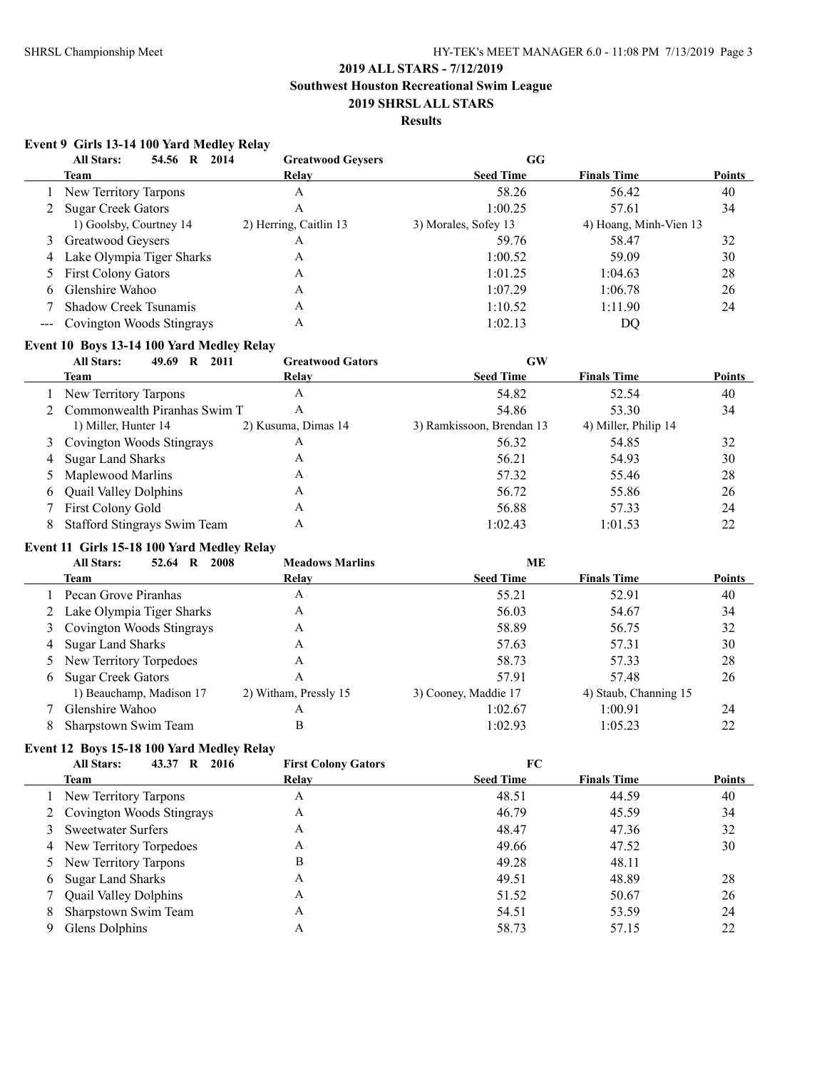**2019 ALL STARS - 7/12/2019**
**Southwest Houston Recreational Swim League**
**2019 SHRSL ALL STARS**
**Results**

### Event 9 Girls 13-14 100 Yard Medley Relay

All Stars: 54.56 R 2014 Greatwood Geysers GG

| | Team | Relay | Seed Time | Finals Time | Points |
|---|---|---|---|---|---|
| 1 | New Territory Tarpons | A | 58.26 | 56.42 | 40 |
| 2 | Sugar Creek Gators | A | 1:00.25 | 57.61 | 34 |
| | 1) Goolsby, Courtney 14 | 2) Herring, Caitlin 13 | 3) Morales, Sofey 13 | 4) Hoang, Minh-Vien 13 | |
| 3 | Greatwood Geysers | A | 59.76 | 58.47 | 32 |
| 4 | Lake Olympia Tiger Sharks | A | 1:00.52 | 59.09 | 30 |
| 5 | First Colony Gators | A | 1:01.25 | 1:04.63 | 28 |
| 6 | Glenshire Wahoo | A | 1:07.29 | 1:06.78 | 26 |
| 7 | Shadow Creek Tsunamis | A | 1:10.52 | 1:11.90 | 24 |
| --- | Covington Woods Stingrays | A | 1:02.13 | DQ | |

### Event 10 Boys 13-14 100 Yard Medley Relay

All Stars: 49.69 R 2011 Greatwood Gators GW

| | Team | Relay | Seed Time | Finals Time | Points |
|---|---|---|---|---|---|
| 1 | New Territory Tarpons | A | 54.82 | 52.54 | 40 |
| 2 | Commonwealth Piranhas Swim T | A | 54.86 | 53.30 | 34 |
| | 1) Miller, Hunter 14 | 2) Kusuma, Dimas 14 | 3) Ramkissoon, Brendan 13 | 4) Miller, Philip 14 | |
| 3 | Covington Woods Stingrays | A | 56.32 | 54.85 | 32 |
| 4 | Sugar Land Sharks | A | 56.21 | 54.93 | 30 |
| 5 | Maplewood Marlins | A | 57.32 | 55.46 | 28 |
| 6 | Quail Valley Dolphins | A | 56.72 | 55.86 | 26 |
| 7 | First Colony Gold | A | 56.88 | 57.33 | 24 |
| 8 | Stafford Stingrays Swim Team | A | 1:02.43 | 1:01.53 | 22 |

### Event 11 Girls 15-18 100 Yard Medley Relay

All Stars: 52.64 R 2008 Meadows Marlins ME

| | Team | Relay | Seed Time | Finals Time | Points |
|---|---|---|---|---|---|
| 1 | Pecan Grove Piranhas | A | 55.21 | 52.91 | 40 |
| 2 | Lake Olympia Tiger Sharks | A | 56.03 | 54.67 | 34 |
| 3 | Covington Woods Stingrays | A | 58.89 | 56.75 | 32 |
| 4 | Sugar Land Sharks | A | 57.63 | 57.31 | 30 |
| 5 | New Territory Torpedoes | A | 58.73 | 57.33 | 28 |
| 6 | Sugar Creek Gators | A | 57.91 | 57.48 | 26 |
| | 1) Beauchamp, Madison 17 | 2) Witham, Pressly 15 | 3) Cooney, Maddie 17 | 4) Staub, Channing 15 | |
| 7 | Glenshire Wahoo | A | 1:02.67 | 1:00.91 | 24 |
| 8 | Sharpstown Swim Team | B | 1:02.93 | 1:05.23 | 22 |

### Event 12 Boys 15-18 100 Yard Medley Relay

All Stars: 43.37 R 2016 First Colony Gators FC

| | Team | Relay | Seed Time | Finals Time | Points |
|---|---|---|---|---|---|
| 1 | New Territory Tarpons | A | 48.51 | 44.59 | 40 |
| 2 | Covington Woods Stingrays | A | 46.79 | 45.59 | 34 |
| 3 | Sweetwater Surfers | A | 48.47 | 47.36 | 32 |
| 4 | New Territory Torpedoes | A | 49.66 | 47.52 | 30 |
| 5 | New Territory Tarpons | B | 49.28 | 48.11 | |
| 6 | Sugar Land Sharks | A | 49.51 | 48.89 | 28 |
| 7 | Quail Valley Dolphins | A | 51.52 | 50.67 | 26 |
| 8 | Sharpstown Swim Team | A | 54.51 | 53.59 | 24 |
| 9 | Glens Dolphins | A | 58.73 | 57.15 | 22 |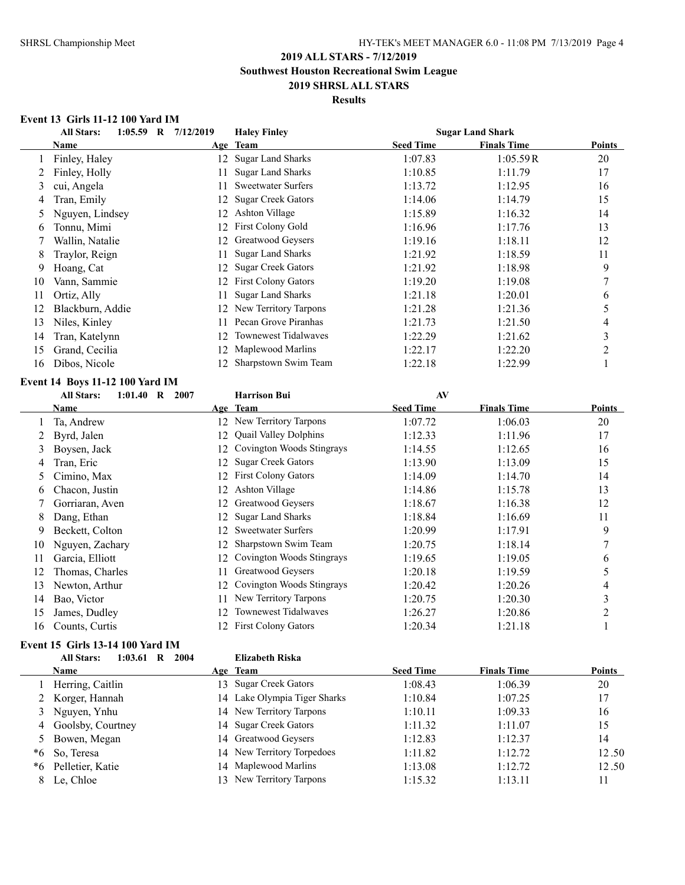# 2019 ALL STARS - 7/12/2019

## Southwest Houston Recreational Swim League

## 2019 SHRSL ALL STARS

### Results

### Event 13 Girls 11-12 100 Yard IM

**All Stars:** 1:05.59 R 7/12/2019 Haley Finley Sugar Land Shark

| | Name | Age | Team | Seed Time | Finals Time | Points |
|---|---|---|---|---|---|---|
| 1 | Finley, Haley | 12 | Sugar Land Sharks | 1:07.83 | 1:05.59R | 20 |
| 2 | Finley, Holly | 11 | Sugar Land Sharks | 1:10.85 | 1:11.79 | 17 |
| 3 | cui, Angela | 11 | Sweetwater Surfers | 1:13.72 | 1:12.95 | 16 |
| 4 | Tran, Emily | 12 | Sugar Creek Gators | 1:14.06 | 1:14.79 | 15 |
| 5 | Nguyen, Lindsey | 12 | Ashton Village | 1:15.89 | 1:16.32 | 14 |
| 6 | Tonnu, Mimi | 12 | First Colony Gold | 1:16.96 | 1:17.76 | 13 |
| 7 | Wallin, Natalie | 12 | Greatwood Geysers | 1:19.16 | 1:18.11 | 12 |
| 8 | Traylor, Reign | 11 | Sugar Land Sharks | 1:21.92 | 1:18.59 | 11 |
| 9 | Hoang, Cat | 12 | Sugar Creek Gators | 1:21.92 | 1:18.98 | 9 |
| 10 | Vann, Sammie | 12 | First Colony Gators | 1:19.20 | 1:19.08 | 7 |
| 11 | Ortiz, Ally | 11 | Sugar Land Sharks | 1:21.18 | 1:20.01 | 6 |
| 12 | Blackburn, Addie | 12 | New Territory Tarpons | 1:21.28 | 1:21.36 | 5 |
| 13 | Niles, Kinley | 11 | Pecan Grove Piranhas | 1:21.73 | 1:21.50 | 4 |
| 14 | Tran, Katelynn | 12 | Townewest Tidalwaves | 1:22.29 | 1:21.62 | 3 |
| 15 | Grand, Cecilia | 12 | Maplewood Marlins | 1:22.17 | 1:22.20 | 2 |
| 16 | Dibos, Nicole | 12 | Sharpstown Swim Team | 1:22.18 | 1:22.99 | 1 |

### Event 14 Boys 11-12 100 Yard IM

**All Stars:** 1:01.40 R 2007 Harrison Bui AV

| | Name | Age | Team | Seed Time | Finals Time | Points |
|---|---|---|---|---|---|---|
| 1 | Ta, Andrew | 12 | New Territory Tarpons | 1:07.72 | 1:06.03 | 20 |
| 2 | Byrd, Jalen | 12 | Quail Valley Dolphins | 1:12.33 | 1:11.96 | 17 |
| 3 | Boysen, Jack | 12 | Covington Woods Stingrays | 1:14.55 | 1:12.65 | 16 |
| 4 | Tran, Eric | 12 | Sugar Creek Gators | 1:13.90 | 1:13.09 | 15 |
| 5 | Cimino, Max | 12 | First Colony Gators | 1:14.09 | 1:14.70 | 14 |
| 6 | Chacon, Justin | 12 | Ashton Village | 1:14.86 | 1:15.78 | 13 |
| 7 | Gorriaran, Aven | 12 | Greatwood Geysers | 1:18.67 | 1:16.38 | 12 |
| 8 | Dang, Ethan | 12 | Sugar Land Sharks | 1:18.84 | 1:16.69 | 11 |
| 9 | Beckett, Colton | 12 | Sweetwater Surfers | 1:20.99 | 1:17.91 | 9 |
| 10 | Nguyen, Zachary | 12 | Sharpstown Swim Team | 1:20.75 | 1:18.14 | 7 |
| 11 | Garcia, Elliott | 12 | Covington Woods Stingrays | 1:19.65 | 1:19.05 | 6 |
| 12 | Thomas, Charles | 11 | Greatwood Geysers | 1:20.18 | 1:19.59 | 5 |
| 13 | Newton, Arthur | 12 | Covington Woods Stingrays | 1:20.42 | 1:20.26 | 4 |
| 14 | Bao, Victor | 11 | New Territory Tarpons | 1:20.75 | 1:20.30 | 3 |
| 15 | James, Dudley | 12 | Townewest Tidalwaves | 1:26.27 | 1:20.86 | 2 |
| 16 | Counts, Curtis | 12 | First Colony Gators | 1:20.34 | 1:21.18 | 1 |

### Event 15 Girls 13-14 100 Yard IM

**All Stars:** 1:03.61 R 2004 Elizabeth Riska

| | Name | Age | Team | Seed Time | Finals Time | Points |
|---|---|---|---|---|---|---|
| 1 | Herring, Caitlin | 13 | Sugar Creek Gators | 1:08.43 | 1:06.39 | 20 |
| 2 | Korger, Hannah | 14 | Lake Olympia Tiger Sharks | 1:10.84 | 1:07.25 | 17 |
| 3 | Nguyen, Ynhu | 14 | New Territory Tarpons | 1:10.11 | 1:09.33 | 16 |
| 4 | Goolsby, Courtney | 14 | Sugar Creek Gators | 1:11.32 | 1:11.07 | 15 |
| 5 | Bowen, Megan | 14 | Greatwood Geysers | 1:12.83 | 1:12.37 | 14 |
| *6 | So, Teresa | 14 | New Territory Torpedoes | 1:11.82 | 1:12.72 | 12.50 |
| *6 | Pelletier, Katie | 14 | Maplewood Marlins | 1:13.08 | 1:12.72 | 12.50 |
| 8 | Le, Chloe | 13 | New Territory Tarpons | 1:15.32 | 1:13.11 | 11 |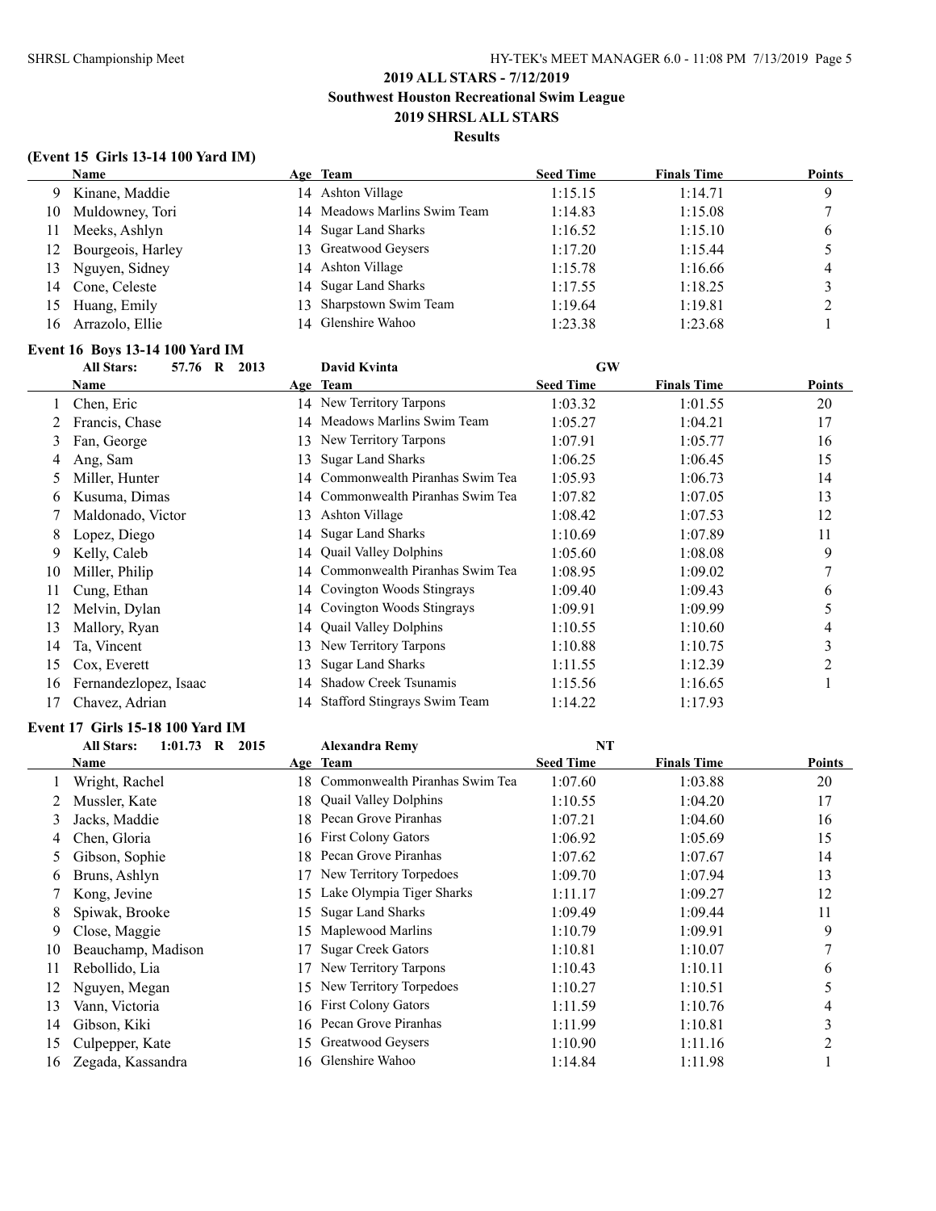## 2019 ALL STARS - 7/12/2019
## Southwest Houston Recreational Swim League
## 2019 SHRSL ALL STARS
## Results

### (Event 15 Girls 13-14 100 Yard IM)

| | Name | Age | Team | Seed Time | Finals Time | Points |
|---|---|---|---|---|---|---|
| 9 | Kinane, Maddie | 14 | Ashton Village | 1:15.15 | 1:14.71 | 9 |
| 10 | Muldowney, Tori | 14 | Meadows Marlins Swim Team | 1:14.83 | 1:15.08 | 7 |
| 11 | Meeks, Ashlyn | 14 | Sugar Land Sharks | 1:16.52 | 1:15.10 | 6 |
| 12 | Bourgeois, Harley | 13 | Greatwood Geysers | 1:17.20 | 1:15.44 | 5 |
| 13 | Nguyen, Sidney | 14 | Ashton Village | 1:15.78 | 1:16.66 | 4 |
| 14 | Cone, Celeste | 14 | Sugar Land Sharks | 1:17.55 | 1:18.25 | 3 |
| 15 | Huang, Emily | 13 | Sharpstown Swim Team | 1:19.64 | 1:19.81 | 2 |
| 16 | Arrazolo, Ellie | 14 | Glenshire Wahoo | 1:23.38 | 1:23.68 | 1 |

### Event 16 Boys 13-14 100 Yard IM

All Stars: 57.76 R 2013 David Kvinta GW

| | Name | Age | Team | Seed Time | Finals Time | Points |
|---|---|---|---|---|---|---|
| 1 | Chen, Eric | 14 | New Territory Tarpons | 1:03.32 | 1:01.55 | 20 |
| 2 | Francis, Chase | 14 | Meadows Marlins Swim Team | 1:05.27 | 1:04.21 | 17 |
| 3 | Fan, George | 13 | New Territory Tarpons | 1:07.91 | 1:05.77 | 16 |
| 4 | Ang, Sam | 13 | Sugar Land Sharks | 1:06.25 | 1:06.45 | 15 |
| 5 | Miller, Hunter | 14 | Commonwealth Piranhas Swim Tea | 1:05.93 | 1:06.73 | 14 |
| 6 | Kusuma, Dimas | 14 | Commonwealth Piranhas Swim Tea | 1:07.82 | 1:07.05 | 13 |
| 7 | Maldonado, Victor | 13 | Ashton Village | 1:08.42 | 1:07.53 | 12 |
| 8 | Lopez, Diego | 14 | Sugar Land Sharks | 1:10.69 | 1:07.89 | 11 |
| 9 | Kelly, Caleb | 14 | Quail Valley Dolphins | 1:05.60 | 1:08.08 | 9 |
| 10 | Miller, Philip | 14 | Commonwealth Piranhas Swim Tea | 1:08.95 | 1:09.02 | 7 |
| 11 | Cung, Ethan | 14 | Covington Woods Stingrays | 1:09.40 | 1:09.43 | 6 |
| 12 | Melvin, Dylan | 14 | Covington Woods Stingrays | 1:09.91 | 1:09.99 | 5 |
| 13 | Mallory, Ryan | 14 | Quail Valley Dolphins | 1:10.55 | 1:10.60 | 4 |
| 14 | Ta, Vincent | 13 | New Territory Tarpons | 1:10.88 | 1:10.75 | 3 |
| 15 | Cox, Everett | 13 | Sugar Land Sharks | 1:11.55 | 1:12.39 | 2 |
| 16 | Fernandezlopez, Isaac | 14 | Shadow Creek Tsunamis | 1:15.56 | 1:16.65 | 1 |
| 17 | Chavez, Adrian | 14 | Stafford Stingrays Swim Team | 1:14.22 | 1:17.93 | |

### Event 17 Girls 15-18 100 Yard IM

All Stars: 1:01.73 R 2015 Alexandra Remy NT

| | Name | Age | Team | Seed Time | Finals Time | Points |
|---|---|---|---|---|---|---|
| 1 | Wright, Rachel | 18 | Commonwealth Piranhas Swim Tea | 1:07.60 | 1:03.88 | 20 |
| 2 | Mussler, Kate | 18 | Quail Valley Dolphins | 1:10.55 | 1:04.20 | 17 |
| 3 | Jacks, Maddie | 18 | Pecan Grove Piranhas | 1:07.21 | 1:04.60 | 16 |
| 4 | Chen, Gloria | 16 | First Colony Gators | 1:06.92 | 1:05.69 | 15 |
| 5 | Gibson, Sophie | 18 | Pecan Grove Piranhas | 1:07.62 | 1:07.67 | 14 |
| 6 | Bruns, Ashlyn | 17 | New Territory Torpedoes | 1:09.70 | 1:07.94 | 13 |
| 7 | Kong, Jevine | 15 | Lake Olympia Tiger Sharks | 1:11.17 | 1:09.27 | 12 |
| 8 | Spiwak, Brooke | 15 | Sugar Land Sharks | 1:09.49 | 1:09.44 | 11 |
| 9 | Close, Maggie | 15 | Maplewood Marlins | 1:10.79 | 1:09.91 | 9 |
| 10 | Beauchamp, Madison | 17 | Sugar Creek Gators | 1:10.81 | 1:10.07 | 7 |
| 11 | Rebollido, Lia | 17 | New Territory Tarpons | 1:10.43 | 1:10.11 | 6 |
| 12 | Nguyen, Megan | 15 | New Territory Torpedoes | 1:10.27 | 1:10.51 | 5 |
| 13 | Vann, Victoria | 16 | First Colony Gators | 1:11.59 | 1:10.76 | 4 |
| 14 | Gibson, Kiki | 16 | Pecan Grove Piranhas | 1:11.99 | 1:10.81 | 3 |
| 15 | Culpepper, Kate | 15 | Greatwood Geysers | 1:10.90 | 1:11.16 | 2 |
| 16 | Zegada, Kassandra | 16 | Glenshire Wahoo | 1:14.84 | 1:11.98 | 1 |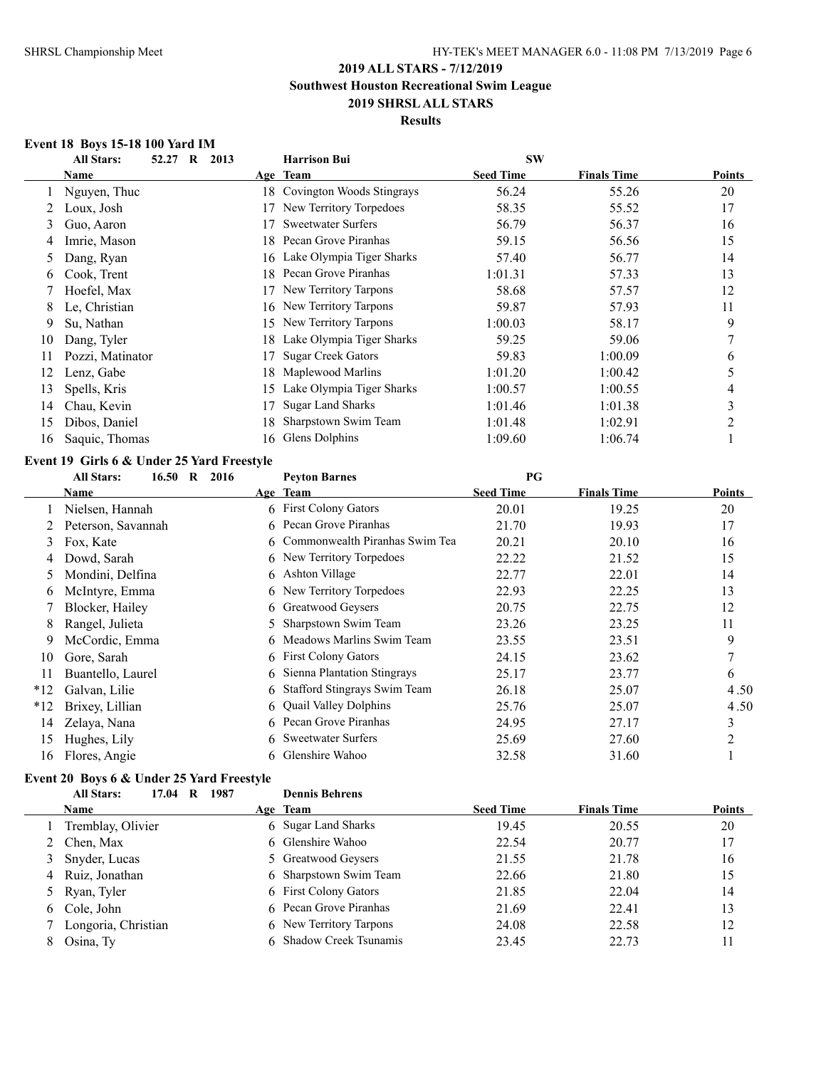## 2019 ALL STARS - 7/12/2019
## Southwest Houston Recreational Swim League
## 2019 SHRSL ALL STARS
## Results

### Event 18 Boys 15-18 100 Yard IM

All Stars: 52.27 R 2013 Harrison Bui SW

| | Name | Age | Team | Seed Time | Finals Time | Points |
|---|---|---|---|---|---|---|
| 1 | Nguyen, Thuc | 18 | Covington Woods Stingrays | 56.24 | 55.26 | 20 |
| 2 | Loux, Josh | 17 | New Territory Torpedoes | 58.35 | 55.52 | 17 |
| 3 | Guo, Aaron | 17 | Sweetwater Surfers | 56.79 | 56.37 | 16 |
| 4 | Imrie, Mason | 18 | Pecan Grove Piranhas | 59.15 | 56.56 | 15 |
| 5 | Dang, Ryan | 16 | Lake Olympia Tiger Sharks | 57.40 | 56.77 | 14 |
| 6 | Cook, Trent | 18 | Pecan Grove Piranhas | 1:01.31 | 57.33 | 13 |
| 7 | Hoefel, Max | 17 | New Territory Tarpons | 58.68 | 57.57 | 12 |
| 8 | Le, Christian | 16 | New Territory Tarpons | 59.87 | 57.93 | 11 |
| 9 | Su, Nathan | 15 | New Territory Tarpons | 1:00.03 | 58.17 | 9 |
| 10 | Dang, Tyler | 18 | Lake Olympia Tiger Sharks | 59.25 | 59.06 | 7 |
| 11 | Pozzi, Matinator | 17 | Sugar Creek Gators | 59.83 | 1:00.09 | 6 |
| 12 | Lenz, Gabe | 18 | Maplewood Marlins | 1:01.20 | 1:00.42 | 5 |
| 13 | Spells, Kris | 15 | Lake Olympia Tiger Sharks | 1:00.57 | 1:00.55 | 4 |
| 14 | Chau, Kevin | 17 | Sugar Land Sharks | 1:01.46 | 1:01.38 | 3 |
| 15 | Dibos, Daniel | 18 | Sharpstown Swim Team | 1:01.48 | 1:02.91 | 2 |
| 16 | Saquic, Thomas | 16 | Glens Dolphins | 1:09.60 | 1:06.74 | 1 |

### Event 19 Girls 6 & Under 25 Yard Freestyle

All Stars: 16.50 R 2016 Peyton Barnes PG

| | Name | Age | Team | Seed Time | Finals Time | Points |
|---|---|---|---|---|---|---|
| 1 | Nielsen, Hannah | 6 | First Colony Gators | 20.01 | 19.25 | 20 |
| 2 | Peterson, Savannah | 6 | Pecan Grove Piranhas | 21.70 | 19.93 | 17 |
| 3 | Fox, Kate | 6 | Commonwealth Piranhas Swim Tea | 20.21 | 20.10 | 16 |
| 4 | Dowd, Sarah | 6 | New Territory Torpedoes | 22.22 | 21.52 | 15 |
| 5 | Mondini, Delfina | 6 | Ashton Village | 22.77 | 22.01 | 14 |
| 6 | McIntyre, Emma | 6 | New Territory Torpedoes | 22.93 | 22.25 | 13 |
| 7 | Blocker, Hailey | 6 | Greatwood Geysers | 20.75 | 22.75 | 12 |
| 8 | Rangel, Julieta | 5 | Sharpstown Swim Team | 23.26 | 23.25 | 11 |
| 9 | McCordic, Emma | 6 | Meadows Marlins Swim Team | 23.55 | 23.51 | 9 |
| 10 | Gore, Sarah | 6 | First Colony Gators | 24.15 | 23.62 | 7 |
| 11 | Buantello, Laurel | 6 | Sienna Plantation Stingrays | 25.17 | 23.77 | 6 |
| *12 | Galvan, Lilie | 6 | Stafford Stingrays Swim Team | 26.18 | 25.07 | 4.50 |
| *12 | Brixey, Lillian | 6 | Quail Valley Dolphins | 25.76 | 25.07 | 4.50 |
| 14 | Zelaya, Nana | 6 | Pecan Grove Piranhas | 24.95 | 27.17 | 3 |
| 15 | Hughes, Lily | 6 | Sweetwater Surfers | 25.69 | 27.60 | 2 |
| 16 | Flores, Angie | 6 | Glenshire Wahoo | 32.58 | 31.60 | 1 |

### Event 20 Boys 6 & Under 25 Yard Freestyle

All Stars: 17.04 R 1987 Dennis Behrens

| | Name | Age | Team | Seed Time | Finals Time | Points |
|---|---|---|---|---|---|---|
| 1 | Tremblay, Olivier | 6 | Sugar Land Sharks | 19.45 | 20.55 | 20 |
| 2 | Chen, Max | 6 | Glenshire Wahoo | 22.54 | 20.77 | 17 |
| 3 | Snyder, Lucas | 5 | Greatwood Geysers | 21.55 | 21.78 | 16 |
| 4 | Ruiz, Jonathan | 6 | Sharpstown Swim Team | 22.66 | 21.80 | 15 |
| 5 | Ryan, Tyler | 6 | First Colony Gators | 21.85 | 22.04 | 14 |
| 6 | Cole, John | 6 | Pecan Grove Piranhas | 21.69 | 22.41 | 13 |
| 7 | Longoria, Christian | 6 | New Territory Tarpons | 24.08 | 22.58 | 12 |
| 8 | Osina, Ty | 6 | Shadow Creek Tsunamis | 23.45 | 22.73 | 11 |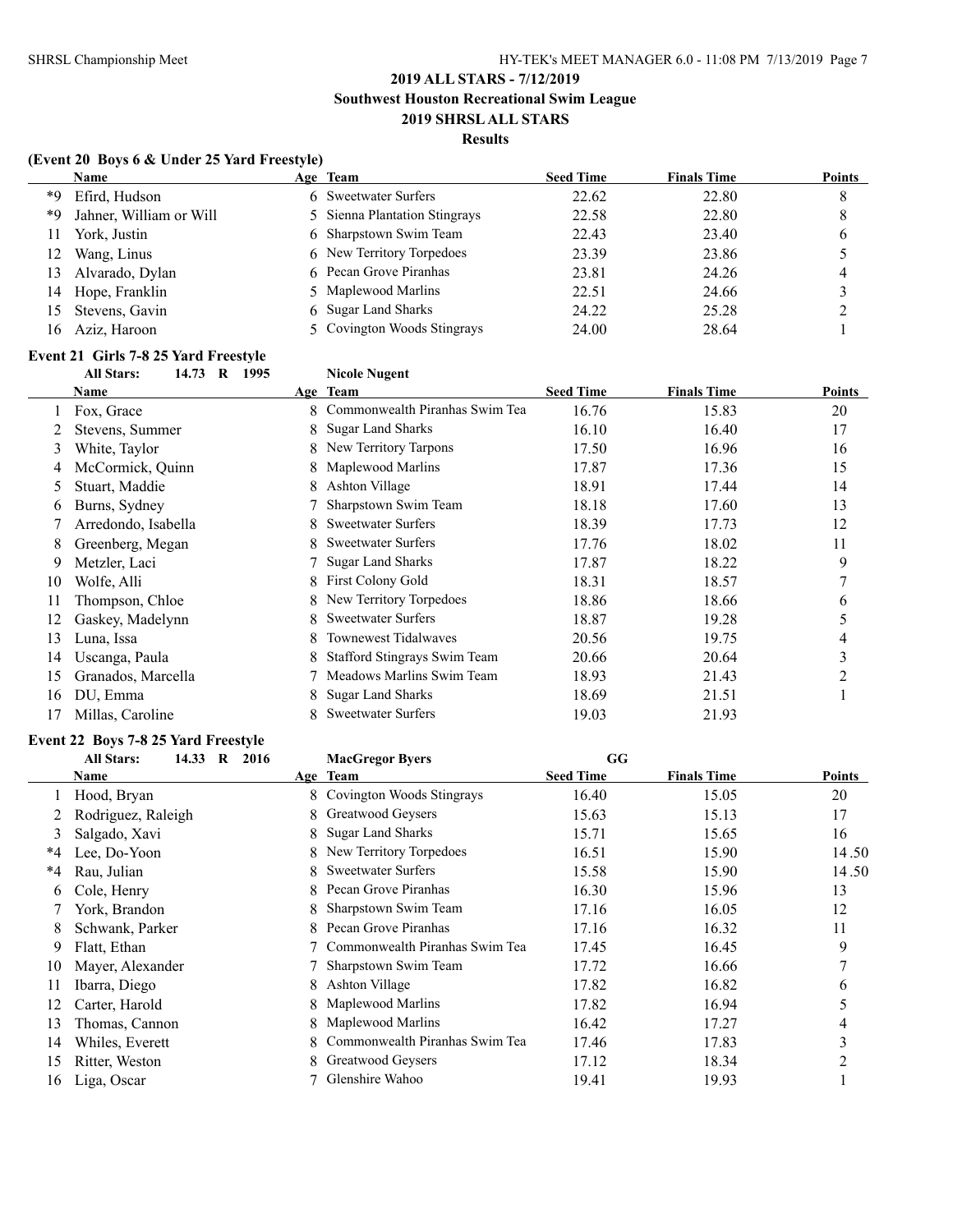## 2019 ALL STARS - 7/12/2019

## Southwest Houston Recreational Swim League

## 2019 SHRSL ALL STARS

### Results

### (Event 20 Boys 6 & Under 25 Yard Freestyle)

| | Name | Age | Team | Seed Time | Finals Time | Points |
|---|---|---|---|---|---|---|
| *9 | Efird, Hudson | 6 | Sweetwater Surfers | 22.62 | 22.80 | 8 |
| *9 | Jahner, William or Will | 5 | Sienna Plantation Stingrays | 22.58 | 22.80 | 8 |
| 11 | York, Justin | 6 | Sharpstown Swim Team | 22.43 | 23.40 | 6 |
| 12 | Wang, Linus | 6 | New Territory Torpedoes | 23.39 | 23.86 | 5 |
| 13 | Alvarado, Dylan | 6 | Pecan Grove Piranhas | 23.81 | 24.26 | 4 |
| 14 | Hope, Franklin | 5 | Maplewood Marlins | 22.51 | 24.66 | 3 |
| 15 | Stevens, Gavin | 6 | Sugar Land Sharks | 24.22 | 25.28 | 2 |
| 16 | Aziz, Haroon | 5 | Covington Woods Stingrays | 24.00 | 28.64 | 1 |

### Event 21 Girls 7-8 25 Yard Freestyle

All Stars: 14.73 R 1995 Nicole Nugent

| | Name | Age | Team | Seed Time | Finals Time | Points |
|---|---|---|---|---|---|---|
| 1 | Fox, Grace | 8 | Commonwealth Piranhas Swim Tea | 16.76 | 15.83 | 20 |
| 2 | Stevens, Summer | 8 | Sugar Land Sharks | 16.10 | 16.40 | 17 |
| 3 | White, Taylor | 8 | New Territory Tarpons | 17.50 | 16.96 | 16 |
| 4 | McCormick, Quinn | 8 | Maplewood Marlins | 17.87 | 17.36 | 15 |
| 5 | Stuart, Maddie | 8 | Ashton Village | 18.91 | 17.44 | 14 |
| 6 | Burns, Sydney | 7 | Sharpstown Swim Team | 18.18 | 17.60 | 13 |
| 7 | Arredondo, Isabella | 8 | Sweetwater Surfers | 18.39 | 17.73 | 12 |
| 8 | Greenberg, Megan | 8 | Sweetwater Surfers | 17.76 | 18.02 | 11 |
| 9 | Metzler, Laci | 7 | Sugar Land Sharks | 17.87 | 18.22 | 9 |
| 10 | Wolfe, Alli | 8 | First Colony Gold | 18.31 | 18.57 | 7 |
| 11 | Thompson, Chloe | 8 | New Territory Torpedoes | 18.86 | 18.66 | 6 |
| 12 | Gaskey, Madelynn | 8 | Sweetwater Surfers | 18.87 | 19.28 | 5 |
| 13 | Luna, Issa | 8 | Townewest Tidalwaves | 20.56 | 19.75 | 4 |
| 14 | Uscanga, Paula | 8 | Stafford Stingrays Swim Team | 20.66 | 20.64 | 3 |
| 15 | Granados, Marcella | 7 | Meadows Marlins Swim Team | 18.93 | 21.43 | 2 |
| 16 | DU, Emma | 8 | Sugar Land Sharks | 18.69 | 21.51 | 1 |
| 17 | Millas, Caroline | 8 | Sweetwater Surfers | 19.03 | 21.93 | |

### Event 22 Boys 7-8 25 Yard Freestyle

All Stars: 14.33 R 2016 MacGregor Byers GG

| | Name | Age | Team | Seed Time | Finals Time | Points |
|---|---|---|---|---|---|---|
| 1 | Hood, Bryan | 8 | Covington Woods Stingrays | 16.40 | 15.05 | 20 |
| 2 | Rodriguez, Raleigh | 8 | Greatwood Geysers | 15.63 | 15.13 | 17 |
| 3 | Salgado, Xavi | 8 | Sugar Land Sharks | 15.71 | 15.65 | 16 |
| *4 | Lee, Do-Yoon | 8 | New Territory Torpedoes | 16.51 | 15.90 | 14.50 |
| *4 | Rau, Julian | 8 | Sweetwater Surfers | 15.58 | 15.90 | 14.50 |
| 6 | Cole, Henry | 8 | Pecan Grove Piranhas | 16.30 | 15.96 | 13 |
| 7 | York, Brandon | 8 | Sharpstown Swim Team | 17.16 | 16.05 | 12 |
| 8 | Schwank, Parker | 8 | Pecan Grove Piranhas | 17.16 | 16.32 | 11 |
| 9 | Flatt, Ethan | 7 | Commonwealth Piranhas Swim Tea | 17.45 | 16.45 | 9 |
| 10 | Mayer, Alexander | 7 | Sharpstown Swim Team | 17.72 | 16.66 | 7 |
| 11 | Ibarra, Diego | 8 | Ashton Village | 17.82 | 16.82 | 6 |
| 12 | Carter, Harold | 8 | Maplewood Marlins | 17.82 | 16.94 | 5 |
| 13 | Thomas, Cannon | 8 | Maplewood Marlins | 16.42 | 17.27 | 4 |
| 14 | Whiles, Everett | 8 | Commonwealth Piranhas Swim Tea | 17.46 | 17.83 | 3 |
| 15 | Ritter, Weston | 8 | Greatwood Geysers | 17.12 | 18.34 | 2 |
| 16 | Liga, Oscar | 7 | Glenshire Wahoo | 19.41 | 19.93 | 1 |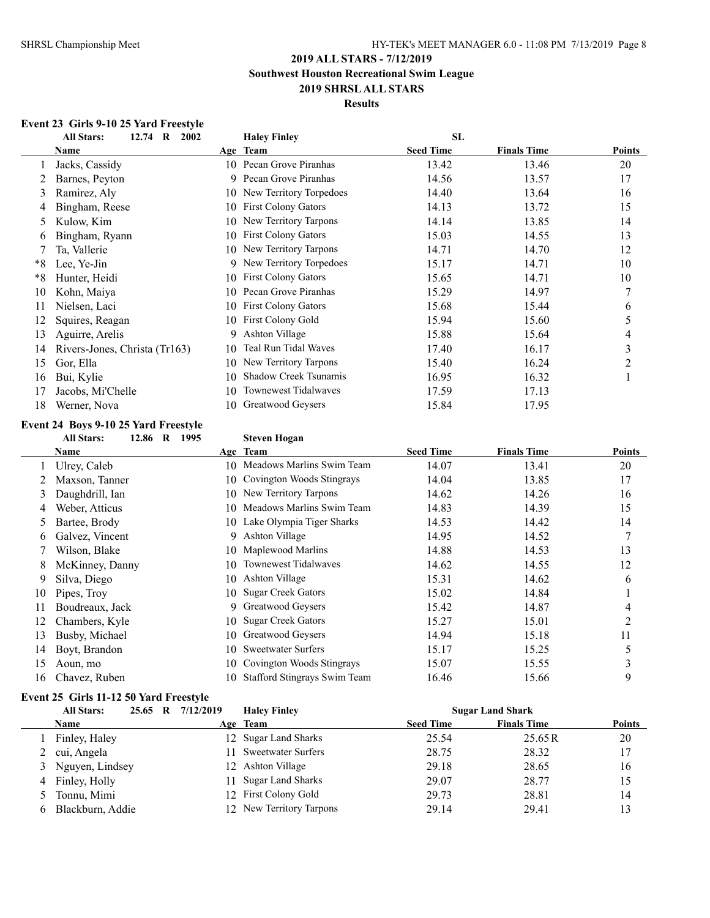## 2019 ALL STARS - 7/12/2019
## Southwest Houston Recreational Swim League
## 2019 SHRSL ALL STARS
## Results

### Event 23 Girls 9-10 25 Yard Freestyle

All Stars: 12.74 R 2002 Haley Finley SL

| | Name | Age | Team | Seed Time | Finals Time | Points |
|---|---|---|---|---|---|---|
| 1 | Jacks, Cassidy | 10 | Pecan Grove Piranhas | 13.42 | 13.46 | 20 |
| 2 | Barnes, Peyton | 9 | Pecan Grove Piranhas | 14.56 | 13.57 | 17 |
| 3 | Ramirez, Aly | 10 | New Territory Torpedoes | 14.40 | 13.64 | 16 |
| 4 | Bingham, Reese | 10 | First Colony Gators | 14.13 | 13.72 | 15 |
| 5 | Kulow, Kim | 10 | New Territory Tarpons | 14.14 | 13.85 | 14 |
| 6 | Bingham, Ryann | 10 | First Colony Gators | 15.03 | 14.55 | 13 |
| 7 | Ta, Vallerie | 10 | New Territory Tarpons | 14.71 | 14.70 | 12 |
| *8 | Lee, Ye-Jin | 9 | New Territory Torpedoes | 15.17 | 14.71 | 10 |
| *8 | Hunter, Heidi | 10 | First Colony Gators | 15.65 | 14.71 | 10 |
| 10 | Kohn, Maiya | 10 | Pecan Grove Piranhas | 15.29 | 14.97 | 7 |
| 11 | Nielsen, Laci | 10 | First Colony Gators | 15.68 | 15.44 | 6 |
| 12 | Squires, Reagan | 10 | First Colony Gold | 15.94 | 15.60 | 5 |
| 13 | Aguirre, Arelis | 9 | Ashton Village | 15.88 | 15.64 | 4 |
| 14 | Rivers-Jones, Christa (Tr163) | 10 | Teal Run Tidal Waves | 17.40 | 16.17 | 3 |
| 15 | Gor, Ella | 10 | New Territory Tarpons | 15.40 | 16.24 | 2 |
| 16 | Bui, Kylie | 10 | Shadow Creek Tsunamis | 16.95 | 16.32 | 1 |
| 17 | Jacobs, Mi'Chelle | 10 | Townewest Tidalwaves | 17.59 | 17.13 | |
| 18 | Werner, Nova | 10 | Greatwood Geysers | 15.84 | 17.95 | |

### Event 24 Boys 9-10 25 Yard Freestyle

All Stars: 12.86 R 1995 Steven Hogan

| | Name | Age | Team | Seed Time | Finals Time | Points |
|---|---|---|---|---|---|---|
| 1 | Ulrey, Caleb | 10 | Meadows Marlins Swim Team | 14.07 | 13.41 | 20 |
| 2 | Maxson, Tanner | 10 | Covington Woods Stingrays | 14.04 | 13.85 | 17 |
| 3 | Daughdrill, Ian | 10 | New Territory Tarpons | 14.62 | 14.26 | 16 |
| 4 | Weber, Atticus | 10 | Meadows Marlins Swim Team | 14.83 | 14.39 | 15 |
| 5 | Bartee, Brody | 10 | Lake Olympia Tiger Sharks | 14.53 | 14.42 | 14 |
| 6 | Galvez, Vincent | 9 | Ashton Village | 14.95 | 14.52 | 7 |
| 7 | Wilson, Blake | 10 | Maplewood Marlins | 14.88 | 14.53 | 13 |
| 8 | McKinney, Danny | 10 | Townewest Tidalwaves | 14.62 | 14.55 | 12 |
| 9 | Silva, Diego | 10 | Ashton Village | 15.31 | 14.62 | 6 |
| 10 | Pipes, Troy | 10 | Sugar Creek Gators | 15.02 | 14.84 | 1 |
| 11 | Boudreaux, Jack | 9 | Greatwood Geysers | 15.42 | 14.87 | 4 |
| 12 | Chambers, Kyle | 10 | Sugar Creek Gators | 15.27 | 15.01 | 2 |
| 13 | Busby, Michael | 10 | Greatwood Geysers | 14.94 | 15.18 | 11 |
| 14 | Boyt, Brandon | 10 | Sweetwater Surfers | 15.17 | 15.25 | 5 |
| 15 | Aoun, mo | 10 | Covington Woods Stingrays | 15.07 | 15.55 | 3 |
| 16 | Chavez, Ruben | 10 | Stafford Stingrays Swim Team | 16.46 | 15.66 | 9 |

### Event 25 Girls 11-12 50 Yard Freestyle

All Stars: 25.65 R 7/12/2019 Haley Finley Sugar Land Shark

| | Name | Age | Team | Seed Time | Finals Time | Points |
|---|---|---|---|---|---|---|
| 1 | Finley, Haley | 12 | Sugar Land Sharks | 25.54 | 25.65R | 20 |
| 2 | cui, Angela | 11 | Sweetwater Surfers | 28.75 | 28.32 | 17 |
| 3 | Nguyen, Lindsey | 12 | Ashton Village | 29.18 | 28.65 | 16 |
| 4 | Finley, Holly | 11 | Sugar Land Sharks | 29.07 | 28.77 | 15 |
| 5 | Tonnu, Mimi | 12 | First Colony Gold | 29.73 | 28.81 | 14 |
| 6 | Blackburn, Addie | 12 | New Territory Tarpons | 29.14 | 29.41 | 13 |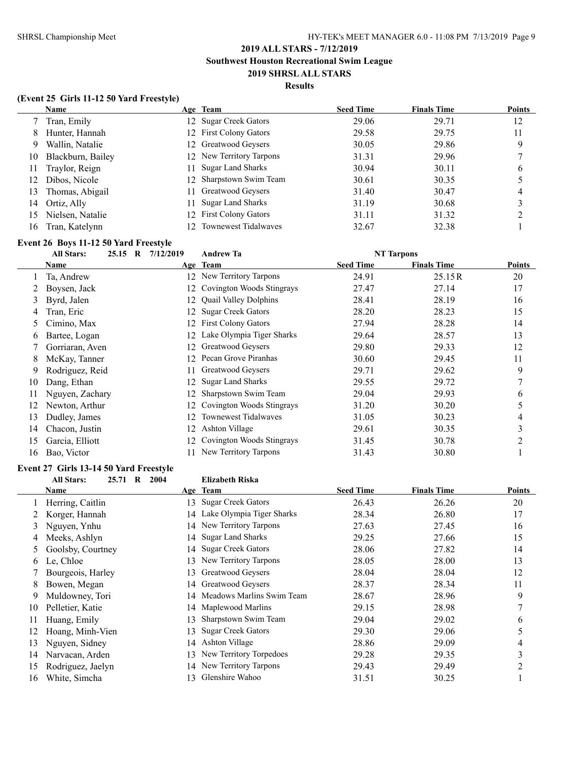## 2019 ALL STARS - 7/12/2019

## Southwest Houston Recreational Swim League

## 2019 SHRSL ALL STARS

### Results

### (Event 25 Girls 11-12 50 Yard Freestyle)

| | Name | Age | Team | Seed Time | Finals Time | Points |
|---|---|---|---|---|---|---|
| 7 | Tran, Emily | 12 | Sugar Creek Gators | 29.06 | 29.71 | 12 |
| 8 | Hunter, Hannah | 12 | First Colony Gators | 29.58 | 29.75 | 11 |
| 9 | Wallin, Natalie | 12 | Greatwood Geysers | 30.05 | 29.86 | 9 |
| 10 | Blackburn, Bailey | 12 | New Territory Tarpons | 31.31 | 29.96 | 7 |
| 11 | Traylor, Reign | 11 | Sugar Land Sharks | 30.94 | 30.11 | 6 |
| 12 | Dibos, Nicole | 12 | Sharpstown Swim Team | 30.61 | 30.35 | 5 |
| 13 | Thomas, Abigail | 11 | Greatwood Geysers | 31.40 | 30.47 | 4 |
| 14 | Ortiz, Ally | 11 | Sugar Land Sharks | 31.19 | 30.68 | 3 |
| 15 | Nielsen, Natalie | 12 | First Colony Gators | 31.11 | 31.32 | 2 |
| 16 | Tran, Katelynn | 12 | Townewest Tidalwaves | 32.67 | 32.38 | 1 |

### Event 26 Boys 11-12 50 Yard Freestyle

All Stars: 25.15 R 7/12/2019 Andrew Ta NT Tarpons

| | Name | Age | Team | Seed Time | Finals Time | Points |
|---|---|---|---|---|---|---|
| 1 | Ta, Andrew | 12 | New Territory Tarpons | 24.91 | 25.15R | 20 |
| 2 | Boysen, Jack | 12 | Covington Woods Stingrays | 27.47 | 27.14 | 17 |
| 3 | Byrd, Jalen | 12 | Quail Valley Dolphins | 28.41 | 28.19 | 16 |
| 4 | Tran, Eric | 12 | Sugar Creek Gators | 28.20 | 28.23 | 15 |
| 5 | Cimino, Max | 12 | First Colony Gators | 27.94 | 28.28 | 14 |
| 6 | Bartee, Logan | 12 | Lake Olympia Tiger Sharks | 29.64 | 28.57 | 13 |
| 7 | Gorriaran, Aven | 12 | Greatwood Geysers | 29.80 | 29.33 | 12 |
| 8 | McKay, Tanner | 12 | Pecan Grove Piranhas | 30.60 | 29.45 | 11 |
| 9 | Rodriguez, Reid | 11 | Greatwood Geysers | 29.71 | 29.62 | 9 |
| 10 | Dang, Ethan | 12 | Sugar Land Sharks | 29.55 | 29.72 | 7 |
| 11 | Nguyen, Zachary | 12 | Sharpstown Swim Team | 29.04 | 29.93 | 6 |
| 12 | Newton, Arthur | 12 | Covington Woods Stingrays | 31.20 | 30.20 | 5 |
| 13 | Dudley, James | 12 | Townewest Tidalwaves | 31.05 | 30.23 | 4 |
| 14 | Chacon, Justin | 12 | Ashton Village | 29.61 | 30.35 | 3 |
| 15 | Garcia, Elliott | 12 | Covington Woods Stingrays | 31.45 | 30.78 | 2 |
| 16 | Bao, Victor | 11 | New Territory Tarpons | 31.43 | 30.80 | 1 |

### Event 27 Girls 13-14 50 Yard Freestyle

All Stars: 25.71 R 2004 Elizabeth Riska

| | Name | Age | Team | Seed Time | Finals Time | Points |
|---|---|---|---|---|---|---|
| 1 | Herring, Caitlin | 13 | Sugar Creek Gators | 26.43 | 26.26 | 20 |
| 2 | Korger, Hannah | 14 | Lake Olympia Tiger Sharks | 28.34 | 26.80 | 17 |
| 3 | Nguyen, Ynhu | 14 | New Territory Tarpons | 27.63 | 27.45 | 16 |
| 4 | Meeks, Ashlyn | 14 | Sugar Land Sharks | 29.25 | 27.66 | 15 |
| 5 | Goolsby, Courtney | 14 | Sugar Creek Gators | 28.06 | 27.82 | 14 |
| 6 | Le, Chloe | 13 | New Territory Tarpons | 28.05 | 28.00 | 13 |
| 7 | Bourgeois, Harley | 13 | Greatwood Geysers | 28.04 | 28.04 | 12 |
| 8 | Bowen, Megan | 14 | Greatwood Geysers | 28.37 | 28.34 | 11 |
| 9 | Muldowney, Tori | 14 | Meadows Marlins Swim Team | 28.67 | 28.96 | 9 |
| 10 | Pelletier, Katie | 14 | Maplewood Marlins | 29.15 | 28.98 | 7 |
| 11 | Huang, Emily | 13 | Sharpstown Swim Team | 29.04 | 29.02 | 6 |
| 12 | Hoang, Minh-Vien | 13 | Sugar Creek Gators | 29.30 | 29.06 | 5 |
| 13 | Nguyen, Sidney | 14 | Ashton Village | 28.86 | 29.09 | 4 |
| 14 | Narvacan, Arden | 13 | New Territory Torpedoes | 29.28 | 29.35 | 3 |
| 15 | Rodriguez, Jaelyn | 14 | New Territory Tarpons | 29.43 | 29.49 | 2 |
| 16 | White, Simcha | 13 | Glenshire Wahoo | 31.51 | 30.25 | 1 |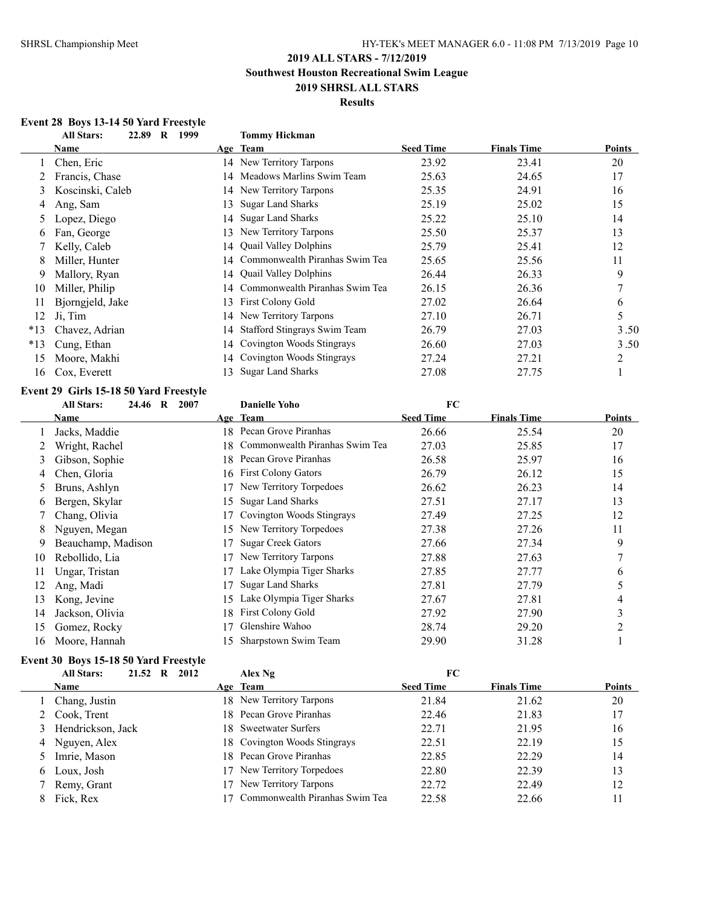## 2019 ALL STARS - 7/12/2019

## Southwest Houston Recreational Swim League

## 2019 SHRSL ALL STARS

## Results

### Event 28 Boys 13-14 50 Yard Freestyle

All Stars: 22.89 R 1999 Tommy Hickman

| | Name | Age | Team | Seed Time | Finals Time | Points |
|---|---|---|---|---|---|---|
| 1 | Chen, Eric | 14 | New Territory Tarpons | 23.92 | 23.41 | 20 |
| 2 | Francis, Chase | 14 | Meadows Marlins Swim Team | 25.63 | 24.65 | 17 |
| 3 | Koscinski, Caleb | 14 | New Territory Tarpons | 25.35 | 24.91 | 16 |
| 4 | Ang, Sam | 13 | Sugar Land Sharks | 25.19 | 25.02 | 15 |
| 5 | Lopez, Diego | 14 | Sugar Land Sharks | 25.22 | 25.10 | 14 |
| 6 | Fan, George | 13 | New Territory Tarpons | 25.50 | 25.37 | 13 |
| 7 | Kelly, Caleb | 14 | Quail Valley Dolphins | 25.79 | 25.41 | 12 |
| 8 | Miller, Hunter | 14 | Commonwealth Piranhas Swim Tea | 25.65 | 25.56 | 11 |
| 9 | Mallory, Ryan | 14 | Quail Valley Dolphins | 26.44 | 26.33 | 9 |
| 10 | Miller, Philip | 14 | Commonwealth Piranhas Swim Tea | 26.15 | 26.36 | 7 |
| 11 | Bjorngjeld, Jake | 13 | First Colony Gold | 27.02 | 26.64 | 6 |
| 12 | Ji, Tim | 14 | New Territory Tarpons | 27.10 | 26.71 | 5 |
| *13 | Chavez, Adrian | 14 | Stafford Stingrays Swim Team | 26.79 | 27.03 | 3.50 |
| *13 | Cung, Ethan | 14 | Covington Woods Stingrays | 26.60 | 27.03 | 3.50 |
| 15 | Moore, Makhi | 14 | Covington Woods Stingrays | 27.24 | 27.21 | 2 |
| 16 | Cox, Everett | 13 | Sugar Land Sharks | 27.08 | 27.75 | 1 |

### Event 29 Girls 15-18 50 Yard Freestyle

All Stars: 24.46 R 2007 Danielle Yoho FC

| | Name | Age | Team | Seed Time | Finals Time | Points |
|---|---|---|---|---|---|---|
| 1 | Jacks, Maddie | 18 | Pecan Grove Piranhas | 26.66 | 25.54 | 20 |
| 2 | Wright, Rachel | 18 | Commonwealth Piranhas Swim Tea | 27.03 | 25.85 | 17 |
| 3 | Gibson, Sophie | 18 | Pecan Grove Piranhas | 26.58 | 25.97 | 16 |
| 4 | Chen, Gloria | 16 | First Colony Gators | 26.79 | 26.12 | 15 |
| 5 | Bruns, Ashlyn | 17 | New Territory Torpedoes | 26.62 | 26.23 | 14 |
| 6 | Bergen, Skylar | 15 | Sugar Land Sharks | 27.51 | 27.17 | 13 |
| 7 | Chang, Olivia | 17 | Covington Woods Stingrays | 27.49 | 27.25 | 12 |
| 8 | Nguyen, Megan | 15 | New Territory Torpedoes | 27.38 | 27.26 | 11 |
| 9 | Beauchamp, Madison | 17 | Sugar Creek Gators | 27.66 | 27.34 | 9 |
| 10 | Rebollido, Lia | 17 | New Territory Tarpons | 27.88 | 27.63 | 7 |
| 11 | Ungar, Tristan | 17 | Lake Olympia Tiger Sharks | 27.85 | 27.77 | 6 |
| 12 | Ang, Madi | 17 | Sugar Land Sharks | 27.81 | 27.79 | 5 |
| 13 | Kong, Jevine | 15 | Lake Olympia Tiger Sharks | 27.67 | 27.81 | 4 |
| 14 | Jackson, Olivia | 18 | First Colony Gold | 27.92 | 27.90 | 3 |
| 15 | Gomez, Rocky | 17 | Glenshire Wahoo | 28.74 | 29.20 | 2 |
| 16 | Moore, Hannah | 15 | Sharpstown Swim Team | 29.90 | 31.28 | 1 |

### Event 30 Boys 15-18 50 Yard Freestyle

All Stars: 21.52 R 2012 Alex Ng FC

| | Name | Age | Team | Seed Time | Finals Time | Points |
|---|---|---|---|---|---|---|
| 1 | Chang, Justin | 18 | New Territory Tarpons | 21.84 | 21.62 | 20 |
| 2 | Cook, Trent | 18 | Pecan Grove Piranhas | 22.46 | 21.83 | 17 |
| 3 | Hendrickson, Jack | 18 | Sweetwater Surfers | 22.71 | 21.95 | 16 |
| 4 | Nguyen, Alex | 18 | Covington Woods Stingrays | 22.51 | 22.19 | 15 |
| 5 | Imrie, Mason | 18 | Pecan Grove Piranhas | 22.85 | 22.29 | 14 |
| 6 | Loux, Josh | 17 | New Territory Torpedoes | 22.80 | 22.39 | 13 |
| 7 | Remy, Grant | 17 | New Territory Tarpons | 22.72 | 22.49 | 12 |
| 8 | Fick, Rex | 17 | Commonwealth Piranhas Swim Tea | 22.58 | 22.66 | 11 |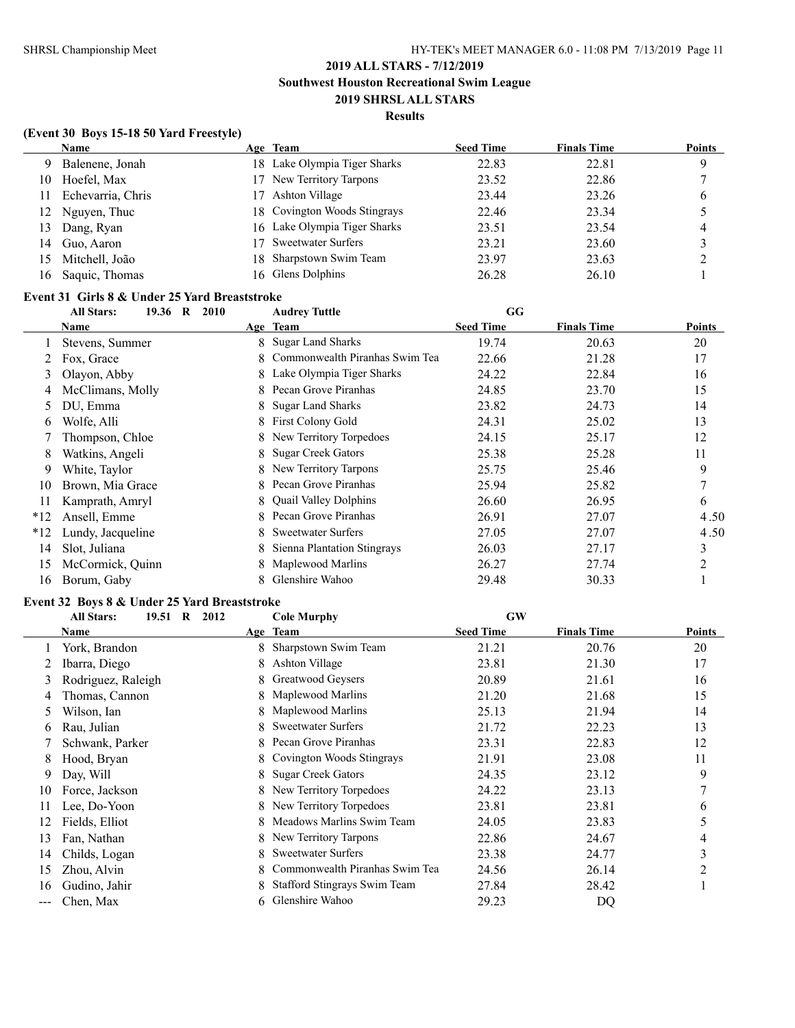## 2019 ALL STARS - 7/12/2019

### Southwest Houston Recreational Swim League

### 2019 SHRSL ALL STARS

### Results

#### (Event 30 Boys 15-18 50 Yard Freestyle)

| | Name | Age | Team | Seed Time | Finals Time | Points |
|---|---|---|---|---|---|---|
| 9 | Balenene, Jonah | 18 | Lake Olympia Tiger Sharks | 22.83 | 22.81 | 9 |
| 10 | Hoefel, Max | 17 | New Territory Tarpons | 23.52 | 22.86 | 7 |
| 11 | Echevarria, Chris | 17 | Ashton Village | 23.44 | 23.26 | 6 |
| 12 | Nguyen, Thuc | 18 | Covington Woods Stingrays | 22.46 | 23.34 | 5 |
| 13 | Dang, Ryan | 16 | Lake Olympia Tiger Sharks | 23.51 | 23.54 | 4 |
| 14 | Guo, Aaron | 17 | Sweetwater Surfers | 23.21 | 23.60 | 3 |
| 15 | Mitchell, João | 18 | Sharpstown Swim Team | 23.97 | 23.63 | 2 |
| 16 | Saquic, Thomas | 16 | Glens Dolphins | 26.28 | 26.10 | 1 |

#### Event 31 Girls 8 & Under 25 Yard Breaststroke

All Stars: 19.36 R 2010 — Audrey Tuttle — GG

| | Name | Age | Team | Seed Time | Finals Time | Points |
|---|---|---|---|---|---|---|
| 1 | Stevens, Summer | 8 | Sugar Land Sharks | 19.74 | 20.63 | 20 |
| 2 | Fox, Grace | 8 | Commonwealth Piranhas Swim Tea | 22.66 | 21.28 | 17 |
| 3 | Olayon, Abby | 8 | Lake Olympia Tiger Sharks | 24.22 | 22.84 | 16 |
| 4 | McClimans, Molly | 8 | Pecan Grove Piranhas | 24.85 | 23.70 | 15 |
| 5 | DU, Emma | 8 | Sugar Land Sharks | 23.82 | 24.73 | 14 |
| 6 | Wolfe, Alli | 8 | First Colony Gold | 24.31 | 25.02 | 13 |
| 7 | Thompson, Chloe | 8 | New Territory Torpedoes | 24.15 | 25.17 | 12 |
| 8 | Watkins, Angeli | 8 | Sugar Creek Gators | 25.38 | 25.28 | 11 |
| 9 | White, Taylor | 8 | New Territory Tarpons | 25.75 | 25.46 | 9 |
| 10 | Brown, Mia Grace | 8 | Pecan Grove Piranhas | 25.94 | 25.82 | 7 |
| 11 | Kamprath, Amryl | 8 | Quail Valley Dolphins | 26.60 | 26.95 | 6 |
| *12 | Ansell, Emme | 8 | Pecan Grove Piranhas | 26.91 | 27.07 | 4.50 |
| *12 | Lundy, Jacqueline | 8 | Sweetwater Surfers | 27.05 | 27.07 | 4.50 |
| 14 | Slot, Juliana | 8 | Sienna Plantation Stingrays | 26.03 | 27.17 | 3 |
| 15 | McCormick, Quinn | 8 | Maplewood Marlins | 26.27 | 27.74 | 2 |
| 16 | Borum, Gaby | 8 | Glenshire Wahoo | 29.48 | 30.33 | 1 |

#### Event 32 Boys 8 & Under 25 Yard Breaststroke

All Stars: 19.51 R 2012 — Cole Murphy — GW

| | Name | Age | Team | Seed Time | Finals Time | Points |
|---|---|---|---|---|---|---|
| 1 | York, Brandon | 8 | Sharpstown Swim Team | 21.21 | 20.76 | 20 |
| 2 | Ibarra, Diego | 8 | Ashton Village | 23.81 | 21.30 | 17 |
| 3 | Rodriguez, Raleigh | 8 | Greatwood Geysers | 20.89 | 21.61 | 16 |
| 4 | Thomas, Cannon | 8 | Maplewood Marlins | 21.20 | 21.68 | 15 |
| 5 | Wilson, Ian | 8 | Maplewood Marlins | 25.13 | 21.94 | 14 |
| 6 | Rau, Julian | 8 | Sweetwater Surfers | 21.72 | 22.23 | 13 |
| 7 | Schwank, Parker | 8 | Pecan Grove Piranhas | 23.31 | 22.83 | 12 |
| 8 | Hood, Bryan | 8 | Covington Woods Stingrays | 21.91 | 23.08 | 11 |
| 9 | Day, Will | 8 | Sugar Creek Gators | 24.35 | 23.12 | 9 |
| 10 | Force, Jackson | 8 | New Territory Torpedoes | 24.22 | 23.13 | 7 |
| 11 | Lee, Do-Yoon | 8 | New Territory Torpedoes | 23.81 | 23.81 | 6 |
| 12 | Fields, Elliot | 8 | Meadows Marlins Swim Team | 24.05 | 23.83 | 5 |
| 13 | Fan, Nathan | 8 | New Territory Tarpons | 22.86 | 24.67 | 4 |
| 14 | Childs, Logan | 8 | Sweetwater Surfers | 23.38 | 24.77 | 3 |
| 15 | Zhou, Alvin | 8 | Commonwealth Piranhas Swim Tea | 24.56 | 26.14 | 2 |
| 16 | Gudino, Jahir | 8 | Stafford Stingrays Swim Team | 27.84 | 28.42 | 1 |
| --- | Chen, Max | 6 | Glenshire Wahoo | 29.23 | DQ | |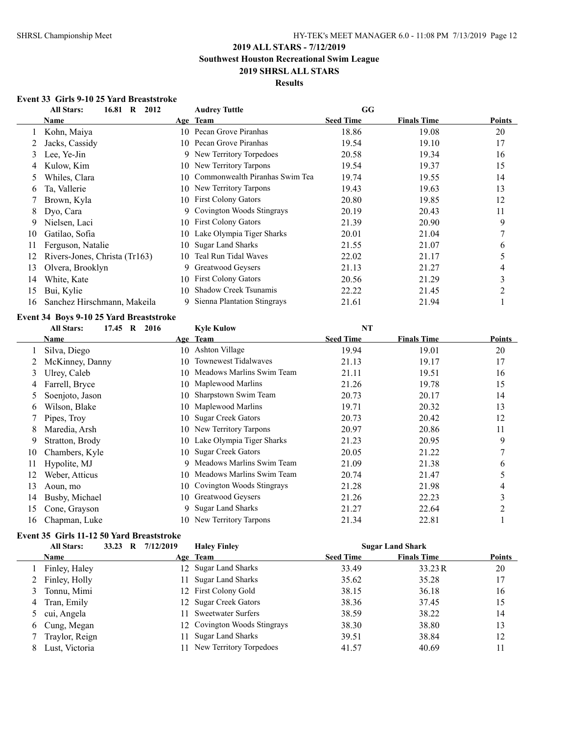# 2019 ALL STARS - 7/12/2019
## Southwest Houston Recreational Swim League
## 2019 SHRSL ALL STARS
### Results

**Event 33 Girls 9-10 25 Yard Breaststroke**

All Stars: 16.81 R 2012 — Audrey Tuttle — GG

| | Name | Age | Team | Seed Time | Finals Time | Points |
|---|---|---|---|---|---|---|
| 1 | Kohn, Maiya | 10 | Pecan Grove Piranhas | 18.86 | 19.08 | 20 |
| 2 | Jacks, Cassidy | 10 | Pecan Grove Piranhas | 19.54 | 19.10 | 17 |
| 3 | Lee, Ye-Jin | 9 | New Territory Torpedoes | 20.58 | 19.34 | 16 |
| 4 | Kulow, Kim | 10 | New Territory Tarpons | 19.54 | 19.37 | 15 |
| 5 | Whiles, Clara | 10 | Commonwealth Piranhas Swim Tea | 19.74 | 19.55 | 14 |
| 6 | Ta, Vallerie | 10 | New Territory Tarpons | 19.43 | 19.63 | 13 |
| 7 | Brown, Kyla | 10 | First Colony Gators | 20.80 | 19.85 | 12 |
| 8 | Dyo, Cara | 9 | Covington Woods Stingrays | 20.19 | 20.43 | 11 |
| 9 | Nielsen, Laci | 10 | First Colony Gators | 21.39 | 20.90 | 9 |
| 10 | Gatilao, Sofia | 10 | Lake Olympia Tiger Sharks | 20.01 | 21.04 | 7 |
| 11 | Ferguson, Natalie | 10 | Sugar Land Sharks | 21.55 | 21.07 | 6 |
| 12 | Rivers-Jones, Christa (Tr163) | 10 | Teal Run Tidal Waves | 22.02 | 21.17 | 5 |
| 13 | Olvera, Brooklyn | 9 | Greatwood Geysers | 21.13 | 21.27 | 4 |
| 14 | White, Kate | 10 | First Colony Gators | 20.56 | 21.29 | 3 |
| 15 | Bui, Kylie | 10 | Shadow Creek Tsunamis | 22.22 | 21.45 | 2 |
| 16 | Sanchez Hirschmann, Makeila | 9 | Sienna Plantation Stingrays | 21.61 | 21.94 | 1 |

**Event 34 Boys 9-10 25 Yard Breaststroke**

All Stars: 17.45 R 2016 — Kyle Kulow — NT

| | Name | Age | Team | Seed Time | Finals Time | Points |
|---|---|---|---|---|---|---|
| 1 | Silva, Diego | 10 | Ashton Village | 19.94 | 19.01 | 20 |
| 2 | McKinney, Danny | 10 | Townewest Tidalwaves | 21.13 | 19.17 | 17 |
| 3 | Ulrey, Caleb | 10 | Meadows Marlins Swim Team | 21.11 | 19.51 | 16 |
| 4 | Farrell, Bryce | 10 | Maplewood Marlins | 21.26 | 19.78 | 15 |
| 5 | Soenjoto, Jason | 10 | Sharpstown Swim Team | 20.73 | 20.17 | 14 |
| 6 | Wilson, Blake | 10 | Maplewood Marlins | 19.71 | 20.32 | 13 |
| 7 | Pipes, Troy | 10 | Sugar Creek Gators | 20.73 | 20.42 | 12 |
| 8 | Maredia, Arsh | 10 | New Territory Tarpons | 20.97 | 20.86 | 11 |
| 9 | Stratton, Brody | 10 | Lake Olympia Tiger Sharks | 21.23 | 20.95 | 9 |
| 10 | Chambers, Kyle | 10 | Sugar Creek Gators | 20.05 | 21.22 | 7 |
| 11 | Hypolite, MJ | 9 | Meadows Marlins Swim Team | 21.09 | 21.38 | 6 |
| 12 | Weber, Atticus | 10 | Meadows Marlins Swim Team | 20.74 | 21.47 | 5 |
| 13 | Aoun, mo | 10 | Covington Woods Stingrays | 21.28 | 21.98 | 4 |
| 14 | Busby, Michael | 10 | Greatwood Geysers | 21.26 | 22.23 | 3 |
| 15 | Cone, Grayson | 9 | Sugar Land Sharks | 21.27 | 22.64 | 2 |
| 16 | Chapman, Luke | 10 | New Territory Tarpons | 21.34 | 22.81 | 1 |

**Event 35 Girls 11-12 50 Yard Breaststroke**

All Stars: 33.23 R 7/12/2019 — Haley Finley — Sugar Land Shark

| | Name | Age | Team | Seed Time | Finals Time | Points |
|---|---|---|---|---|---|---|
| 1 | Finley, Haley | 12 | Sugar Land Sharks | 33.49 | 33.23R | 20 |
| 2 | Finley, Holly | 11 | Sugar Land Sharks | 35.62 | 35.28 | 17 |
| 3 | Tonnu, Mimi | 12 | First Colony Gold | 38.15 | 36.18 | 16 |
| 4 | Tran, Emily | 12 | Sugar Creek Gators | 38.36 | 37.45 | 15 |
| 5 | cui, Angela | 11 | Sweetwater Surfers | 38.59 | 38.22 | 14 |
| 6 | Cung, Megan | 12 | Covington Woods Stingrays | 38.30 | 38.80 | 13 |
| 7 | Traylor, Reign | 11 | Sugar Land Sharks | 39.51 | 38.84 | 12 |
| 8 | Lust, Victoria | 11 | New Territory Torpedoes | 41.57 | 40.69 | 11 |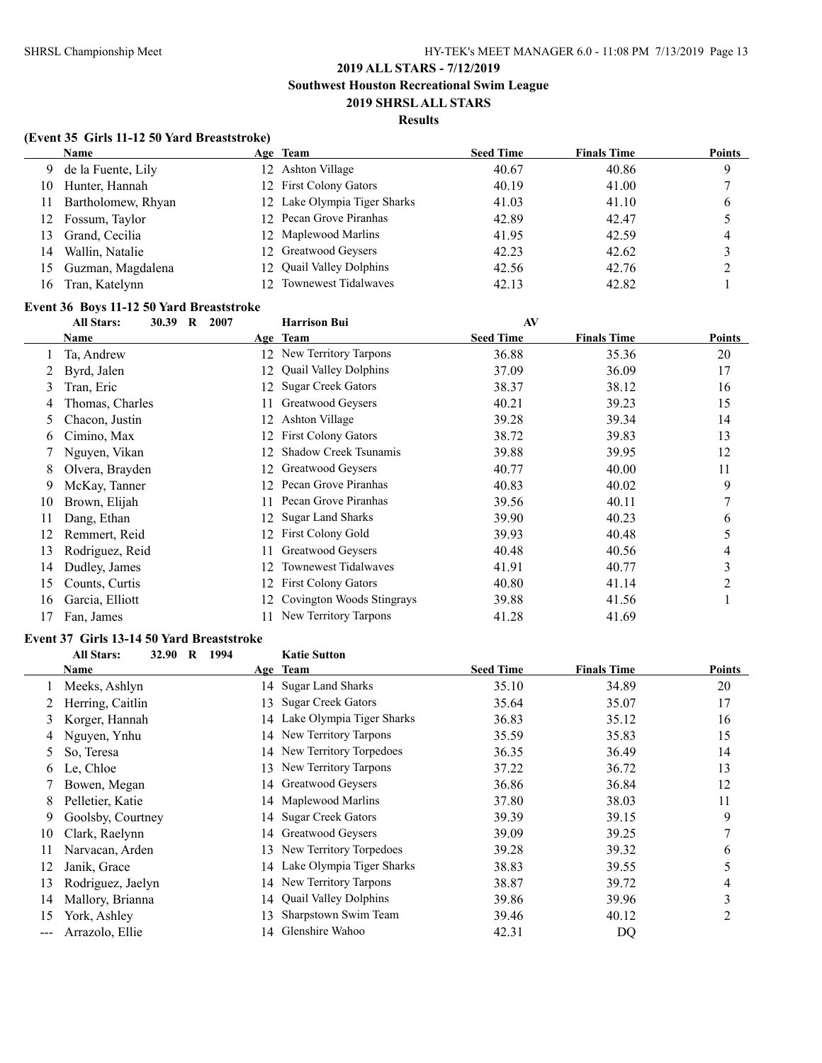## 2019 ALL STARS - 7/12/2019

### Southwest Houston Recreational Swim League

### 2019 SHRSL ALL STARS

### Results

#### (Event 35 Girls 11-12 50 Yard Breaststroke)

| | Name | Age | Team | Seed Time | Finals Time | Points |
|---|---|---|---|---|---|---|
| 9 | de la Fuente, Lily | 12 | Ashton Village | 40.67 | 40.86 | 9 |
| 10 | Hunter, Hannah | 12 | First Colony Gators | 40.19 | 41.00 | 7 |
| 11 | Bartholomew, Rhyan | 12 | Lake Olympia Tiger Sharks | 41.03 | 41.10 | 6 |
| 12 | Fossum, Taylor | 12 | Pecan Grove Piranhas | 42.89 | 42.47 | 5 |
| 13 | Grand, Cecilia | 12 | Maplewood Marlins | 41.95 | 42.59 | 4 |
| 14 | Wallin, Natalie | 12 | Greatwood Geysers | 42.23 | 42.62 | 3 |
| 15 | Guzman, Magdalena | 12 | Quail Valley Dolphins | 42.56 | 42.76 | 2 |
| 16 | Tran, Katelynn | 12 | Townewest Tidalwaves | 42.13 | 42.82 | 1 |

#### Event 36 Boys 11-12 50 Yard Breaststroke

All Stars: 30.39 R 2007 Harrison Bui AV

| | Name | Age | Team | Seed Time | Finals Time | Points |
|---|---|---|---|---|---|---|
| 1 | Ta, Andrew | 12 | New Territory Tarpons | 36.88 | 35.36 | 20 |
| 2 | Byrd, Jalen | 12 | Quail Valley Dolphins | 37.09 | 36.09 | 17 |
| 3 | Tran, Eric | 12 | Sugar Creek Gators | 38.37 | 38.12 | 16 |
| 4 | Thomas, Charles | 11 | Greatwood Geysers | 40.21 | 39.23 | 15 |
| 5 | Chacon, Justin | 12 | Ashton Village | 39.28 | 39.34 | 14 |
| 6 | Cimino, Max | 12 | First Colony Gators | 38.72 | 39.83 | 13 |
| 7 | Nguyen, Vikan | 12 | Shadow Creek Tsunamis | 39.88 | 39.95 | 12 |
| 8 | Olvera, Brayden | 12 | Greatwood Geysers | 40.77 | 40.00 | 11 |
| 9 | McKay, Tanner | 12 | Pecan Grove Piranhas | 40.83 | 40.02 | 9 |
| 10 | Brown, Elijah | 11 | Pecan Grove Piranhas | 39.56 | 40.11 | 7 |
| 11 | Dang, Ethan | 12 | Sugar Land Sharks | 39.90 | 40.23 | 6 |
| 12 | Remmert, Reid | 12 | First Colony Gold | 39.93 | 40.48 | 5 |
| 13 | Rodriguez, Reid | 11 | Greatwood Geysers | 40.48 | 40.56 | 4 |
| 14 | Dudley, James | 12 | Townewest Tidalwaves | 41.91 | 40.77 | 3 |
| 15 | Counts, Curtis | 12 | First Colony Gators | 40.80 | 41.14 | 2 |
| 16 | Garcia, Elliott | 12 | Covington Woods Stingrays | 39.88 | 41.56 | 1 |
| 17 | Fan, James | 11 | New Territory Tarpons | 41.28 | 41.69 | |

#### Event 37 Girls 13-14 50 Yard Breaststroke

All Stars: 32.90 R 1994 Katie Sutton

| | Name | Age | Team | Seed Time | Finals Time | Points |
|---|---|---|---|---|---|---|
| 1 | Meeks, Ashlyn | 14 | Sugar Land Sharks | 35.10 | 34.89 | 20 |
| 2 | Herring, Caitlin | 13 | Sugar Creek Gators | 35.64 | 35.07 | 17 |
| 3 | Korger, Hannah | 14 | Lake Olympia Tiger Sharks | 36.83 | 35.12 | 16 |
| 4 | Nguyen, Ynhu | 14 | New Territory Tarpons | 35.59 | 35.83 | 15 |
| 5 | So, Teresa | 14 | New Territory Torpedoes | 36.35 | 36.49 | 14 |
| 6 | Le, Chloe | 13 | New Territory Tarpons | 37.22 | 36.72 | 13 |
| 7 | Bowen, Megan | 14 | Greatwood Geysers | 36.86 | 36.84 | 12 |
| 8 | Pelletier, Katie | 14 | Maplewood Marlins | 37.80 | 38.03 | 11 |
| 9 | Goolsby, Courtney | 14 | Sugar Creek Gators | 39.39 | 39.15 | 9 |
| 10 | Clark, Raelynn | 14 | Greatwood Geysers | 39.09 | 39.25 | 7 |
| 11 | Narvacan, Arden | 13 | New Territory Torpedoes | 39.28 | 39.32 | 6 |
| 12 | Janik, Grace | 14 | Lake Olympia Tiger Sharks | 38.83 | 39.55 | 5 |
| 13 | Rodriguez, Jaelyn | 14 | New Territory Tarpons | 38.87 | 39.72 | 4 |
| 14 | Mallory, Brianna | 14 | Quail Valley Dolphins | 39.86 | 39.96 | 3 |
| 15 | York, Ashley | 13 | Sharpstown Swim Team | 39.46 | 40.12 | 2 |
| --- | Arrazolo, Ellie | 14 | Glenshire Wahoo | 42.31 | DQ | |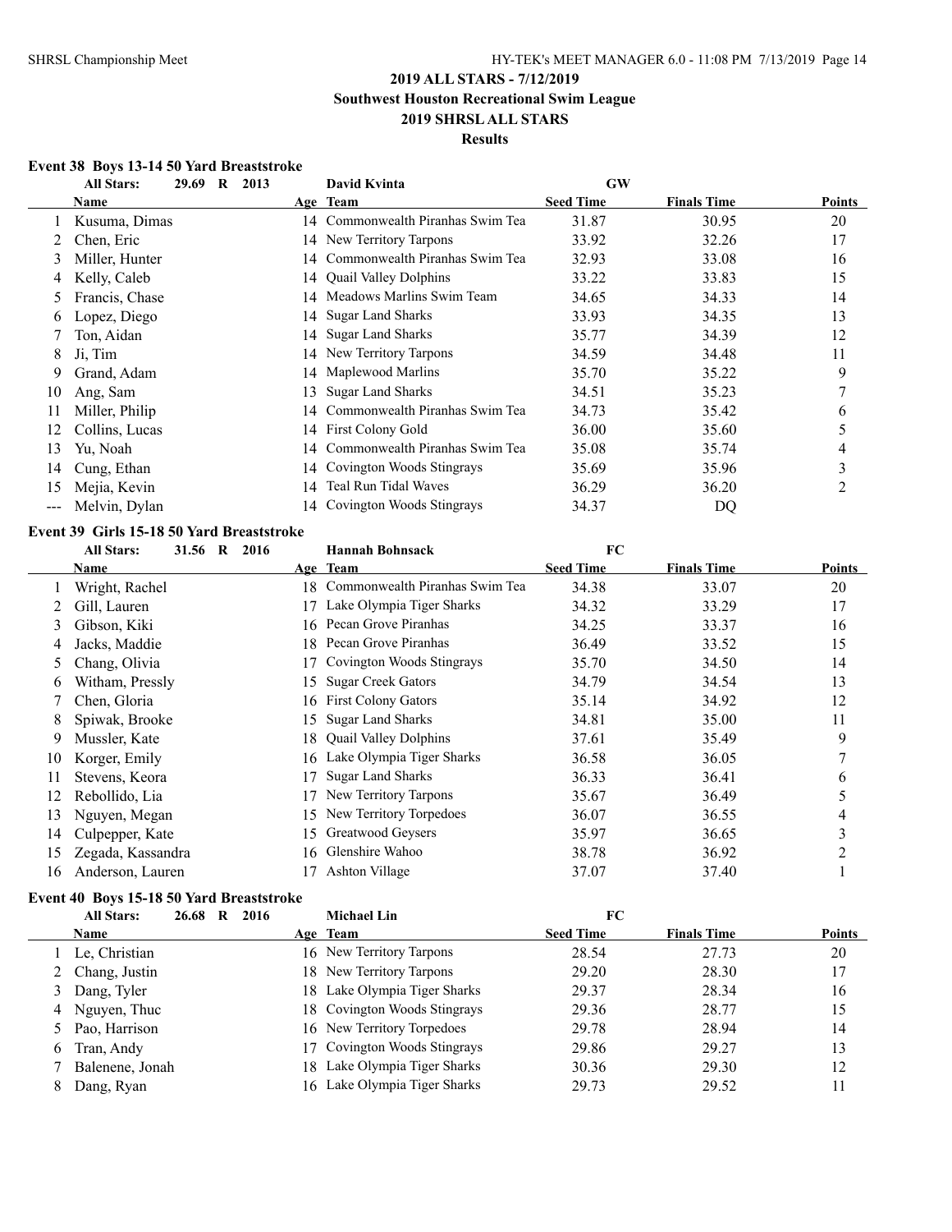## 2019 ALL STARS - 7/12/2019
## Southwest Houston Recreational Swim League
## 2019 SHRSL ALL STARS
## Results

### Event 38 Boys 13-14 50 Yard Breaststroke

All Stars: 29.69 R 2013 David Kvinta GW

| | Name | Age | Team | Seed Time | Finals Time | Points |
|---|---|---|---|---|---|---|
| 1 | Kusuma, Dimas | 14 | Commonwealth Piranhas Swim Tea | 31.87 | 30.95 | 20 |
| 2 | Chen, Eric | 14 | New Territory Tarpons | 33.92 | 32.26 | 17 |
| 3 | Miller, Hunter | 14 | Commonwealth Piranhas Swim Tea | 32.93 | 33.08 | 16 |
| 4 | Kelly, Caleb | 14 | Quail Valley Dolphins | 33.22 | 33.83 | 15 |
| 5 | Francis, Chase | 14 | Meadows Marlins Swim Team | 34.65 | 34.33 | 14 |
| 6 | Lopez, Diego | 14 | Sugar Land Sharks | 33.93 | 34.35 | 13 |
| 7 | Ton, Aidan | 14 | Sugar Land Sharks | 35.77 | 34.39 | 12 |
| 8 | Ji, Tim | 14 | New Territory Tarpons | 34.59 | 34.48 | 11 |
| 9 | Grand, Adam | 14 | Maplewood Marlins | 35.70 | 35.22 | 9 |
| 10 | Ang, Sam | 13 | Sugar Land Sharks | 34.51 | 35.23 | 7 |
| 11 | Miller, Philip | 14 | Commonwealth Piranhas Swim Tea | 34.73 | 35.42 | 6 |
| 12 | Collins, Lucas | 14 | First Colony Gold | 36.00 | 35.60 | 5 |
| 13 | Yu, Noah | 14 | Commonwealth Piranhas Swim Tea | 35.08 | 35.74 | 4 |
| 14 | Cung, Ethan | 14 | Covington Woods Stingrays | 35.69 | 35.96 | 3 |
| 15 | Mejia, Kevin | 14 | Teal Run Tidal Waves | 36.29 | 36.20 | 2 |
| --- | Melvin, Dylan | 14 | Covington Woods Stingrays | 34.37 | DQ | |

### Event 39 Girls 15-18 50 Yard Breaststroke

All Stars: 31.56 R 2016 Hannah Bohnsack FC

| | Name | Age | Team | Seed Time | Finals Time | Points |
|---|---|---|---|---|---|---|
| 1 | Wright, Rachel | 18 | Commonwealth Piranhas Swim Tea | 34.38 | 33.07 | 20 |
| 2 | Gill, Lauren | 17 | Lake Olympia Tiger Sharks | 34.32 | 33.29 | 17 |
| 3 | Gibson, Kiki | 16 | Pecan Grove Piranhas | 34.25 | 33.37 | 16 |
| 4 | Jacks, Maddie | 18 | Pecan Grove Piranhas | 36.49 | 33.52 | 15 |
| 5 | Chang, Olivia | 17 | Covington Woods Stingrays | 35.70 | 34.50 | 14 |
| 6 | Witham, Pressly | 15 | Sugar Creek Gators | 34.79 | 34.54 | 13 |
| 7 | Chen, Gloria | 16 | First Colony Gators | 35.14 | 34.92 | 12 |
| 8 | Spiwak, Brooke | 15 | Sugar Land Sharks | 34.81 | 35.00 | 11 |
| 9 | Mussler, Kate | 18 | Quail Valley Dolphins | 37.61 | 35.49 | 9 |
| 10 | Korger, Emily | 16 | Lake Olympia Tiger Sharks | 36.58 | 36.05 | 7 |
| 11 | Stevens, Keora | 17 | Sugar Land Sharks | 36.33 | 36.41 | 6 |
| 12 | Rebollido, Lia | 17 | New Territory Tarpons | 35.67 | 36.49 | 5 |
| 13 | Nguyen, Megan | 15 | New Territory Torpedoes | 36.07 | 36.55 | 4 |
| 14 | Culpepper, Kate | 15 | Greatwood Geysers | 35.97 | 36.65 | 3 |
| 15 | Zegada, Kassandra | 16 | Glenshire Wahoo | 38.78 | 36.92 | 2 |
| 16 | Anderson, Lauren | 17 | Ashton Village | 37.07 | 37.40 | 1 |

### Event 40 Boys 15-18 50 Yard Breaststroke

All Stars: 26.68 R 2016 Michael Lin FC

| | Name | Age | Team | Seed Time | Finals Time | Points |
|---|---|---|---|---|---|---|
| 1 | Le, Christian | 16 | New Territory Tarpons | 28.54 | 27.73 | 20 |
| 2 | Chang, Justin | 18 | New Territory Tarpons | 29.20 | 28.30 | 17 |
| 3 | Dang, Tyler | 18 | Lake Olympia Tiger Sharks | 29.37 | 28.34 | 16 |
| 4 | Nguyen, Thuc | 18 | Covington Woods Stingrays | 29.36 | 28.77 | 15 |
| 5 | Pao, Harrison | 16 | New Territory Torpedoes | 29.78 | 28.94 | 14 |
| 6 | Tran, Andy | 17 | Covington Woods Stingrays | 29.86 | 29.27 | 13 |
| 7 | Balenene, Jonah | 18 | Lake Olympia Tiger Sharks | 30.36 | 29.30 | 12 |
| 8 | Dang, Ryan | 16 | Lake Olympia Tiger Sharks | 29.73 | 29.52 | 11 |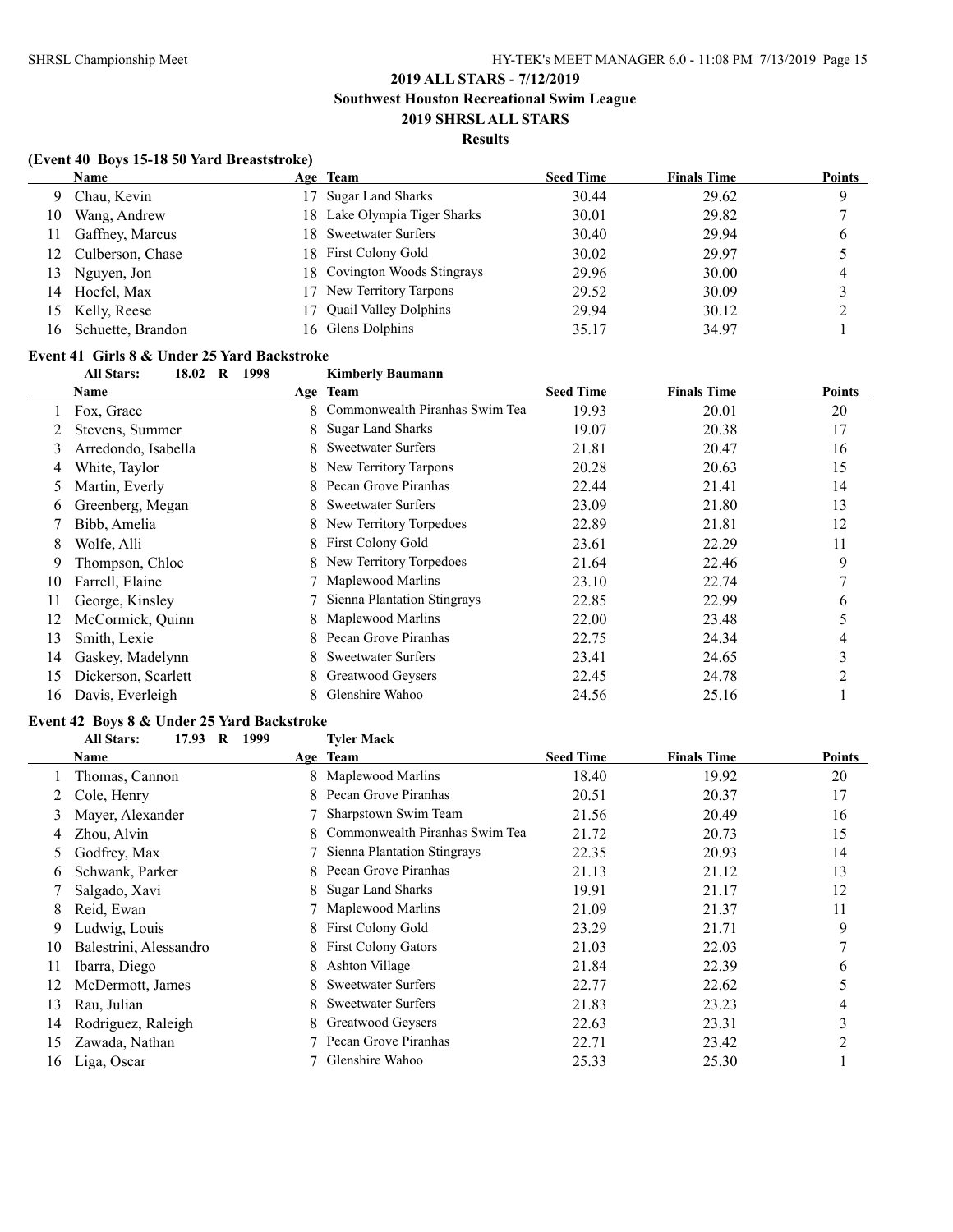## 2019 ALL STARS - 7/12/2019

### Southwest Houston Recreational Swim League

### 2019 SHRSL ALL STARS

### Results

**(Event 40 Boys 15-18 50 Yard Breaststroke)**

| | Name | Age | Team | Seed Time | Finals Time | Points |
|---|---|---|---|---|---|---|
| 9 | Chau, Kevin | 17 | Sugar Land Sharks | 30.44 | 29.62 | 9 |
| 10 | Wang, Andrew | 18 | Lake Olympia Tiger Sharks | 30.01 | 29.82 | 7 |
| 11 | Gaffney, Marcus | 18 | Sweetwater Surfers | 30.40 | 29.94 | 6 |
| 12 | Culberson, Chase | 18 | First Colony Gold | 30.02 | 29.97 | 5 |
| 13 | Nguyen, Jon | 18 | Covington Woods Stingrays | 29.96 | 30.00 | 4 |
| 14 | Hoefel, Max | 17 | New Territory Tarpons | 29.52 | 30.09 | 3 |
| 15 | Kelly, Reese | 17 | Quail Valley Dolphins | 29.94 | 30.12 | 2 |
| 16 | Schuette, Brandon | 16 | Glens Dolphins | 35.17 | 34.97 | 1 |

**Event 41 Girls 8 & Under 25 Yard Backstroke**

All Stars: 18.02 R 1998 Kimberly Baumann

| | Name | Age | Team | Seed Time | Finals Time | Points |
|---|---|---|---|---|---|---|
| 1 | Fox, Grace | 8 | Commonwealth Piranhas Swim Tea | 19.93 | 20.01 | 20 |
| 2 | Stevens, Summer | 8 | Sugar Land Sharks | 19.07 | 20.38 | 17 |
| 3 | Arredondo, Isabella | 8 | Sweetwater Surfers | 21.81 | 20.47 | 16 |
| 4 | White, Taylor | 8 | New Territory Tarpons | 20.28 | 20.63 | 15 |
| 5 | Martin, Everly | 8 | Pecan Grove Piranhas | 22.44 | 21.41 | 14 |
| 6 | Greenberg, Megan | 8 | Sweetwater Surfers | 23.09 | 21.80 | 13 |
| 7 | Bibb, Amelia | 8 | New Territory Torpedoes | 22.89 | 21.81 | 12 |
| 8 | Wolfe, Alli | 8 | First Colony Gold | 23.61 | 22.29 | 11 |
| 9 | Thompson, Chloe | 8 | New Territory Torpedoes | 21.64 | 22.46 | 9 |
| 10 | Farrell, Elaine | 7 | Maplewood Marlins | 23.10 | 22.74 | 7 |
| 11 | George, Kinsley | 7 | Sienna Plantation Stingrays | 22.85 | 22.99 | 6 |
| 12 | McCormick, Quinn | 8 | Maplewood Marlins | 22.00 | 23.48 | 5 |
| 13 | Smith, Lexie | 8 | Pecan Grove Piranhas | 22.75 | 24.34 | 4 |
| 14 | Gaskey, Madelynn | 8 | Sweetwater Surfers | 23.41 | 24.65 | 3 |
| 15 | Dickerson, Scarlett | 8 | Greatwood Geysers | 22.45 | 24.78 | 2 |
| 16 | Davis, Everleigh | 8 | Glenshire Wahoo | 24.56 | 25.16 | 1 |

**Event 42 Boys 8 & Under 25 Yard Backstroke**

All Stars: 17.93 R 1999 Tyler Mack

| | Name | Age | Team | Seed Time | Finals Time | Points |
|---|---|---|---|---|---|---|
| 1 | Thomas, Cannon | 8 | Maplewood Marlins | 18.40 | 19.92 | 20 |
| 2 | Cole, Henry | 8 | Pecan Grove Piranhas | 20.51 | 20.37 | 17 |
| 3 | Mayer, Alexander | 7 | Sharpstown Swim Team | 21.56 | 20.49 | 16 |
| 4 | Zhou, Alvin | 8 | Commonwealth Piranhas Swim Tea | 21.72 | 20.73 | 15 |
| 5 | Godfrey, Max | 7 | Sienna Plantation Stingrays | 22.35 | 20.93 | 14 |
| 6 | Schwank, Parker | 8 | Pecan Grove Piranhas | 21.13 | 21.12 | 13 |
| 7 | Salgado, Xavi | 8 | Sugar Land Sharks | 19.91 | 21.17 | 12 |
| 8 | Reid, Ewan | 7 | Maplewood Marlins | 21.09 | 21.37 | 11 |
| 9 | Ludwig, Louis | 8 | First Colony Gold | 23.29 | 21.71 | 9 |
| 10 | Balestrini, Alessandro | 8 | First Colony Gators | 21.03 | 22.03 | 7 |
| 11 | Ibarra, Diego | 8 | Ashton Village | 21.84 | 22.39 | 6 |
| 12 | McDermott, James | 8 | Sweetwater Surfers | 22.77 | 22.62 | 5 |
| 13 | Rau, Julian | 8 | Sweetwater Surfers | 21.83 | 23.23 | 4 |
| 14 | Rodriguez, Raleigh | 8 | Greatwood Geysers | 22.63 | 23.31 | 3 |
| 15 | Zawada, Nathan | 7 | Pecan Grove Piranhas | 22.71 | 23.42 | 2 |
| 16 | Liga, Oscar | 7 | Glenshire Wahoo | 25.33 | 25.30 | 1 |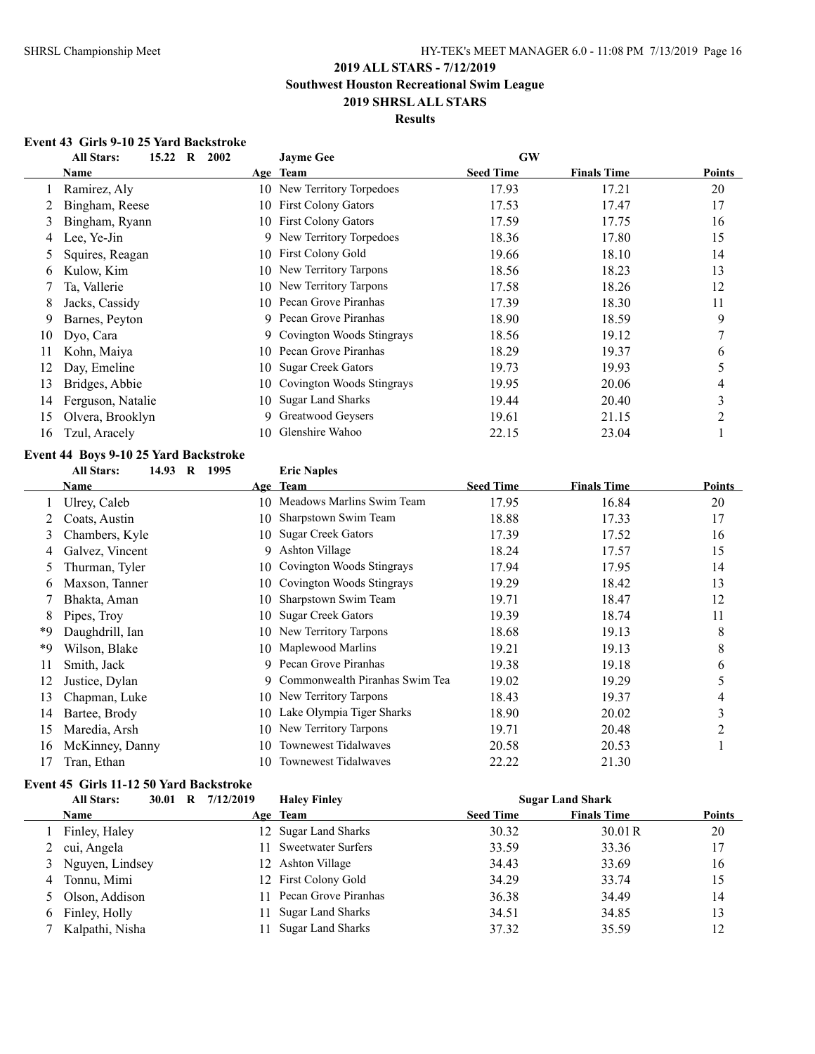## 2019 ALL STARS - 7/12/2019

**Southwest Houston Recreational Swim League**

**2019 SHRSL ALL STARS**

**Results**

### Event 43 Girls 9-10 25 Yard Backstroke

**All Stars: 15.22 R 2002 Jayme Gee GW**

| | Name | Age | Team | Seed Time | Finals Time | Points |
|---|---|---|---|---|---|---|
| 1 | Ramirez, Aly | 10 | New Territory Torpedoes | 17.93 | 17.21 | 20 |
| 2 | Bingham, Reese | 10 | First Colony Gators | 17.53 | 17.47 | 17 |
| 3 | Bingham, Ryann | 10 | First Colony Gators | 17.59 | 17.75 | 16 |
| 4 | Lee, Ye-Jin | 9 | New Territory Torpedoes | 18.36 | 17.80 | 15 |
| 5 | Squires, Reagan | 10 | First Colony Gold | 19.66 | 18.10 | 14 |
| 6 | Kulow, Kim | 10 | New Territory Tarpons | 18.56 | 18.23 | 13 |
| 7 | Ta, Vallerie | 10 | New Territory Tarpons | 17.58 | 18.26 | 12 |
| 8 | Jacks, Cassidy | 10 | Pecan Grove Piranhas | 17.39 | 18.30 | 11 |
| 9 | Barnes, Peyton | 9 | Pecan Grove Piranhas | 18.90 | 18.59 | 9 |
| 10 | Dyo, Cara | 9 | Covington Woods Stingrays | 18.56 | 19.12 | 7 |
| 11 | Kohn, Maiya | 10 | Pecan Grove Piranhas | 18.29 | 19.37 | 6 |
| 12 | Day, Emeline | 10 | Sugar Creek Gators | 19.73 | 19.93 | 5 |
| 13 | Bridges, Abbie | 10 | Covington Woods Stingrays | 19.95 | 20.06 | 4 |
| 14 | Ferguson, Natalie | 10 | Sugar Land Sharks | 19.44 | 20.40 | 3 |
| 15 | Olvera, Brooklyn | 9 | Greatwood Geysers | 19.61 | 21.15 | 2 |
| 16 | Tzul, Aracely | 10 | Glenshire Wahoo | 22.15 | 23.04 | 1 |

### Event 44 Boys 9-10 25 Yard Backstroke

**All Stars: 14.93 R 1995 Eric Naples**

| | Name | Age | Team | Seed Time | Finals Time | Points |
|---|---|---|---|---|---|---|
| 1 | Ulrey, Caleb | 10 | Meadows Marlins Swim Team | 17.95 | 16.84 | 20 |
| 2 | Coats, Austin | 10 | Sharpstown Swim Team | 18.88 | 17.33 | 17 |
| 3 | Chambers, Kyle | 10 | Sugar Creek Gators | 17.39 | 17.52 | 16 |
| 4 | Galvez, Vincent | 9 | Ashton Village | 18.24 | 17.57 | 15 |
| 5 | Thurman, Tyler | 10 | Covington Woods Stingrays | 17.94 | 17.95 | 14 |
| 6 | Maxson, Tanner | 10 | Covington Woods Stingrays | 19.29 | 18.42 | 13 |
| 7 | Bhakta, Aman | 10 | Sharpstown Swim Team | 19.71 | 18.47 | 12 |
| 8 | Pipes, Troy | 10 | Sugar Creek Gators | 19.39 | 18.74 | 11 |
| *9 | Daughdrill, Ian | 10 | New Territory Tarpons | 18.68 | 19.13 | 8 |
| *9 | Wilson, Blake | 10 | Maplewood Marlins | 19.21 | 19.13 | 8 |
| 11 | Smith, Jack | 9 | Pecan Grove Piranhas | 19.38 | 19.18 | 6 |
| 12 | Justice, Dylan | 9 | Commonwealth Piranhas Swim Tea | 19.02 | 19.29 | 5 |
| 13 | Chapman, Luke | 10 | New Territory Tarpons | 18.43 | 19.37 | 4 |
| 14 | Bartee, Brody | 10 | Lake Olympia Tiger Sharks | 18.90 | 20.02 | 3 |
| 15 | Maredia, Arsh | 10 | New Territory Tarpons | 19.71 | 20.48 | 2 |
| 16 | McKinney, Danny | 10 | Townewest Tidalwaves | 20.58 | 20.53 | 1 |
| 17 | Tran, Ethan | 10 | Townewest Tidalwaves | 22.22 | 21.30 | |

### Event 45 Girls 11-12 50 Yard Backstroke

**All Stars: 30.01 R 7/12/2019 Haley Finley Sugar Land Shark**

| | Name | Age | Team | Seed Time | Finals Time | Points |
|---|---|---|---|---|---|---|
| 1 | Finley, Haley | 12 | Sugar Land Sharks | 30.32 | 30.01 R | 20 |
| 2 | cui, Angela | 11 | Sweetwater Surfers | 33.59 | 33.36 | 17 |
| 3 | Nguyen, Lindsey | 12 | Ashton Village | 34.43 | 33.69 | 16 |
| 4 | Tonnu, Mimi | 12 | First Colony Gold | 34.29 | 33.74 | 15 |
| 5 | Olson, Addison | 11 | Pecan Grove Piranhas | 36.38 | 34.49 | 14 |
| 6 | Finley, Holly | 11 | Sugar Land Sharks | 34.51 | 34.85 | 13 |
| 7 | Kalpathi, Nisha | 11 | Sugar Land Sharks | 37.32 | 35.59 | 12 |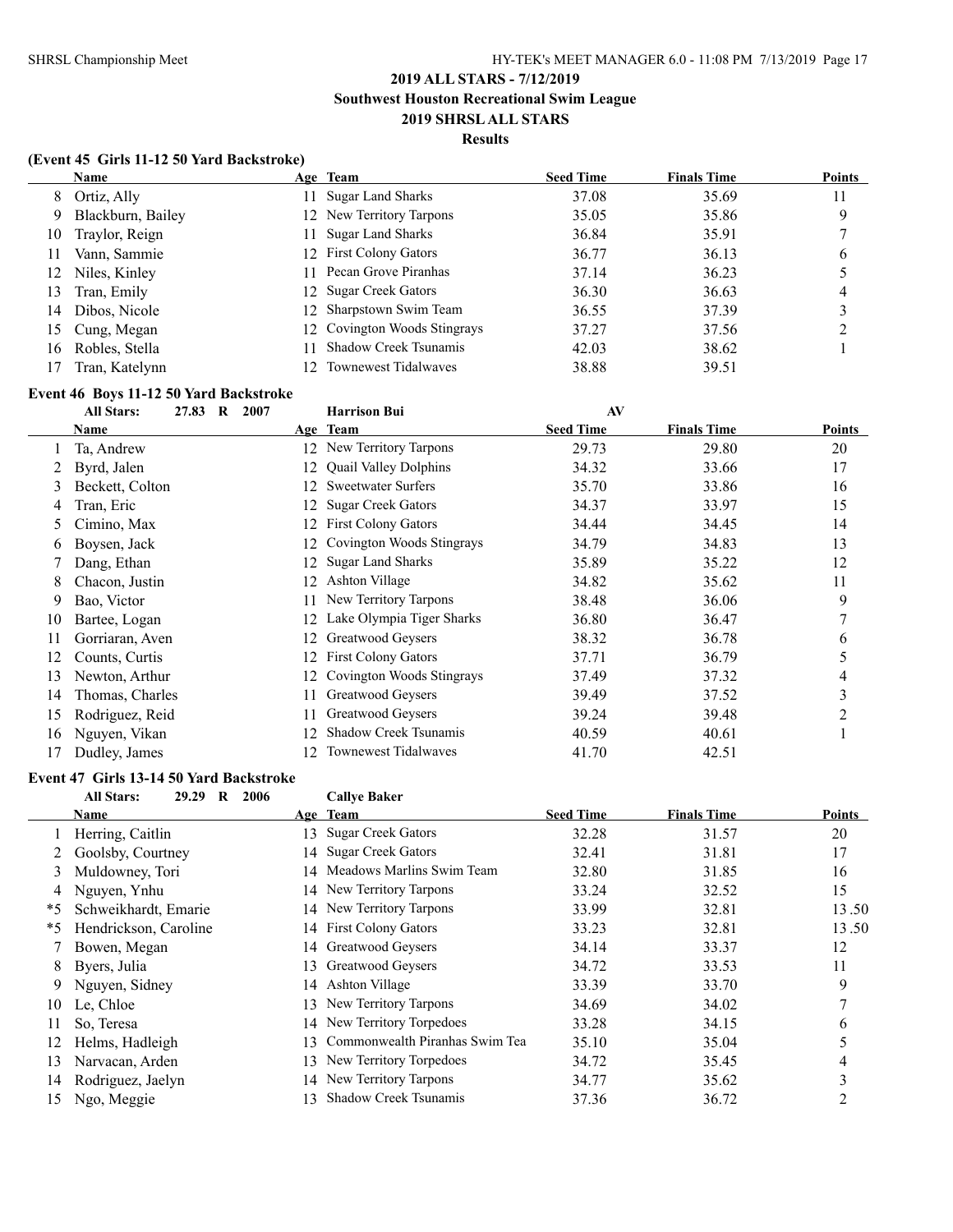# 2019 ALL STARS - 7/12/2019

## Southwest Houston Recreational Swim League

## 2019 SHRSL ALL STARS

### Results

### (Event 45 Girls 11-12 50 Yard Backstroke)

| | Name | Age | Team | Seed Time | Finals Time | Points |
|---|---|---|---|---|---|---|
| 8 | Ortiz, Ally | 11 | Sugar Land Sharks | 37.08 | 35.69 | 11 |
| 9 | Blackburn, Bailey | 12 | New Territory Tarpons | 35.05 | 35.86 | 9 |
| 10 | Traylor, Reign | 11 | Sugar Land Sharks | 36.84 | 35.91 | 7 |
| 11 | Vann, Sammie | 12 | First Colony Gators | 36.77 | 36.13 | 6 |
| 12 | Niles, Kinley | 11 | Pecan Grove Piranhas | 37.14 | 36.23 | 5 |
| 13 | Tran, Emily | 12 | Sugar Creek Gators | 36.30 | 36.63 | 4 |
| 14 | Dibos, Nicole | 12 | Sharpstown Swim Team | 36.55 | 37.39 | 3 |
| 15 | Cung, Megan | 12 | Covington Woods Stingrays | 37.27 | 37.56 | 2 |
| 16 | Robles, Stella | 11 | Shadow Creek Tsunamis | 42.03 | 38.62 | 1 |
| 17 | Tran, Katelynn | 12 | Townewest Tidalwaves | 38.88 | 39.51 | |

### Event 46 Boys 11-12 50 Yard Backstroke

All Stars: 27.83 R 2007 Harrison Bui AV

| | Name | Age | Team | Seed Time | Finals Time | Points |
|---|---|---|---|---|---|---|
| 1 | Ta, Andrew | 12 | New Territory Tarpons | 29.73 | 29.80 | 20 |
| 2 | Byrd, Jalen | 12 | Quail Valley Dolphins | 34.32 | 33.66 | 17 |
| 3 | Beckett, Colton | 12 | Sweetwater Surfers | 35.70 | 33.86 | 16 |
| 4 | Tran, Eric | 12 | Sugar Creek Gators | 34.37 | 33.97 | 15 |
| 5 | Cimino, Max | 12 | First Colony Gators | 34.44 | 34.45 | 14 |
| 6 | Boysen, Jack | 12 | Covington Woods Stingrays | 34.79 | 34.83 | 13 |
| 7 | Dang, Ethan | 12 | Sugar Land Sharks | 35.89 | 35.22 | 12 |
| 8 | Chacon, Justin | 12 | Ashton Village | 34.82 | 35.62 | 11 |
| 9 | Bao, Victor | 11 | New Territory Tarpons | 38.48 | 36.06 | 9 |
| 10 | Bartee, Logan | 12 | Lake Olympia Tiger Sharks | 36.80 | 36.47 | 7 |
| 11 | Gorriaran, Aven | 12 | Greatwood Geysers | 38.32 | 36.78 | 6 |
| 12 | Counts, Curtis | 12 | First Colony Gators | 37.71 | 36.79 | 5 |
| 13 | Newton, Arthur | 12 | Covington Woods Stingrays | 37.49 | 37.32 | 4 |
| 14 | Thomas, Charles | 11 | Greatwood Geysers | 39.49 | 37.52 | 3 |
| 15 | Rodriguez, Reid | 11 | Greatwood Geysers | 39.24 | 39.48 | 2 |
| 16 | Nguyen, Vikan | 12 | Shadow Creek Tsunamis | 40.59 | 40.61 | 1 |
| 17 | Dudley, James | 12 | Townewest Tidalwaves | 41.70 | 42.51 | |

### Event 47 Girls 13-14 50 Yard Backstroke

All Stars: 29.29 R 2006 Callye Baker

| | Name | Age | Team | Seed Time | Finals Time | Points |
|---|---|---|---|---|---|---|
| 1 | Herring, Caitlin | 13 | Sugar Creek Gators | 32.28 | 31.57 | 20 |
| 2 | Goolsby, Courtney | 14 | Sugar Creek Gators | 32.41 | 31.81 | 17 |
| 3 | Muldowney, Tori | 14 | Meadows Marlins Swim Team | 32.80 | 31.85 | 16 |
| 4 | Nguyen, Ynhu | 14 | New Territory Tarpons | 33.24 | 32.52 | 15 |
| *5 | Schweikhardt, Emarie | 14 | New Territory Tarpons | 33.99 | 32.81 | 13.50 |
| *5 | Hendrickson, Caroline | 14 | First Colony Gators | 33.23 | 32.81 | 13.50 |
| 7 | Bowen, Megan | 14 | Greatwood Geysers | 34.14 | 33.37 | 12 |
| 8 | Byers, Julia | 13 | Greatwood Geysers | 34.72 | 33.53 | 11 |
| 9 | Nguyen, Sidney | 14 | Ashton Village | 33.39 | 33.70 | 9 |
| 10 | Le, Chloe | 13 | New Territory Tarpons | 34.69 | 34.02 | 7 |
| 11 | So, Teresa | 14 | New Territory Torpedoes | 33.28 | 34.15 | 6 |
| 12 | Helms, Hadleigh | 13 | Commonwealth Piranhas Swim Tea | 35.10 | 35.04 | 5 |
| 13 | Narvacan, Arden | 13 | New Territory Torpedoes | 34.72 | 35.45 | 4 |
| 14 | Rodriguez, Jaelyn | 14 | New Territory Tarpons | 34.77 | 35.62 | 3 |
| 15 | Ngo, Meggie | 13 | Shadow Creek Tsunamis | 37.36 | 36.72 | 2 |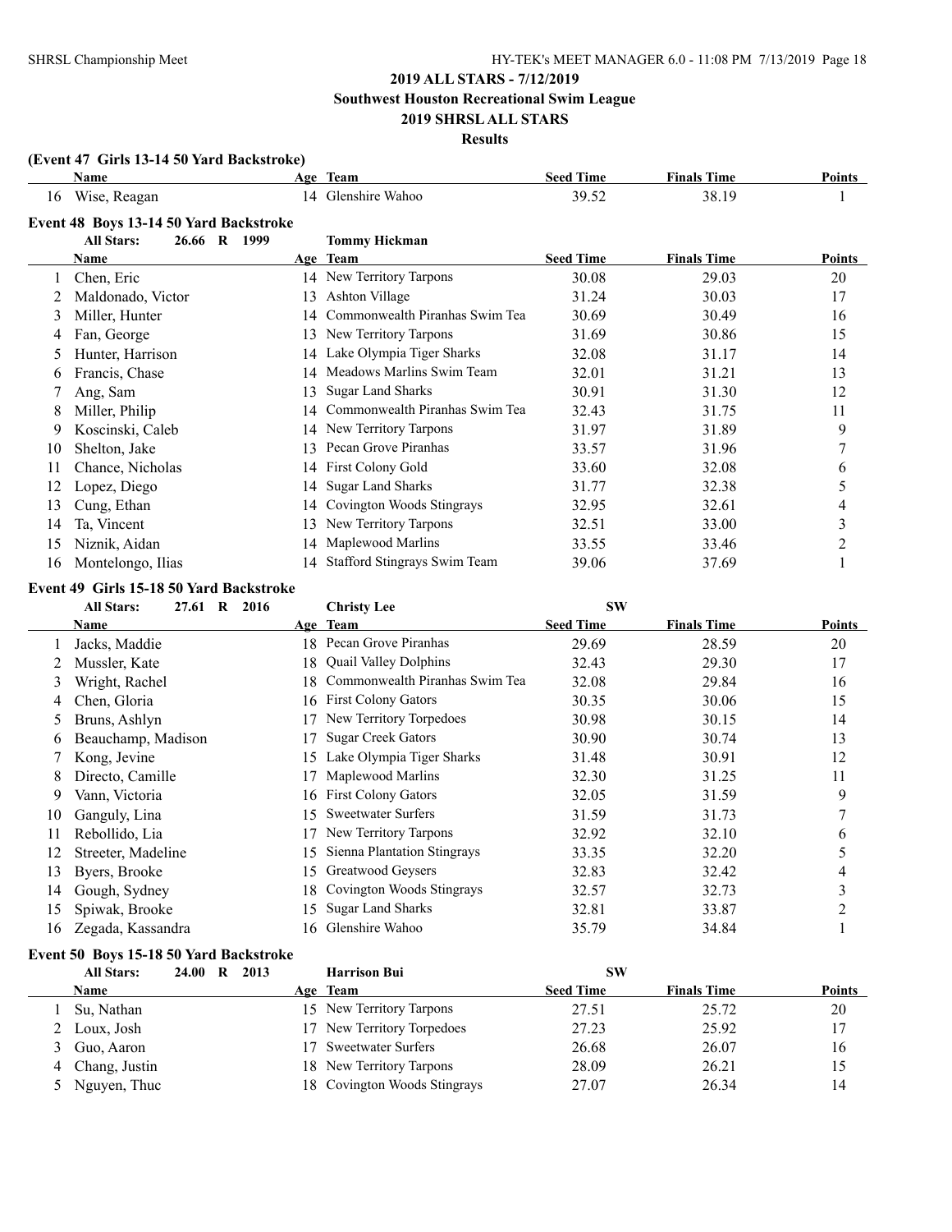## 2019 ALL STARS - 7/12/2019
## Southwest Houston Recreational Swim League
## 2019 SHRSL ALL STARS
### Results

**(Event 47 Girls 13-14 50 Yard Backstroke)**

| | Name | Age | Team | Seed Time | Finals Time | Points |
|---|---|---|---|---|---|---|
| 16 | Wise, Reagan | 14 | Glenshire Wahoo | 39.52 | 38.19 | 1 |

**Event 48 Boys 13-14 50 Yard Backstroke**

All Stars: 26.66 R 1999 Tommy Hickman

| | Name | Age | Team | Seed Time | Finals Time | Points |
|---|---|---|---|---|---|---|
| 1 | Chen, Eric | 14 | New Territory Tarpons | 30.08 | 29.03 | 20 |
| 2 | Maldonado, Victor | 13 | Ashton Village | 31.24 | 30.03 | 17 |
| 3 | Miller, Hunter | 14 | Commonwealth Piranhas Swim Tea | 30.69 | 30.49 | 16 |
| 4 | Fan, George | 13 | New Territory Tarpons | 31.69 | 30.86 | 15 |
| 5 | Hunter, Harrison | 14 | Lake Olympia Tiger Sharks | 32.08 | 31.17 | 14 |
| 6 | Francis, Chase | 14 | Meadows Marlins Swim Team | 32.01 | 31.21 | 13 |
| 7 | Ang, Sam | 13 | Sugar Land Sharks | 30.91 | 31.30 | 12 |
| 8 | Miller, Philip | 14 | Commonwealth Piranhas Swim Tea | 32.43 | 31.75 | 11 |
| 9 | Koscinski, Caleb | 14 | New Territory Tarpons | 31.97 | 31.89 | 9 |
| 10 | Shelton, Jake | 13 | Pecan Grove Piranhas | 33.57 | 31.96 | 7 |
| 11 | Chance, Nicholas | 14 | First Colony Gold | 33.60 | 32.08 | 6 |
| 12 | Lopez, Diego | 14 | Sugar Land Sharks | 31.77 | 32.38 | 5 |
| 13 | Cung, Ethan | 14 | Covington Woods Stingrays | 32.95 | 32.61 | 4 |
| 14 | Ta, Vincent | 13 | New Territory Tarpons | 32.51 | 33.00 | 3 |
| 15 | Niznik, Aidan | 14 | Maplewood Marlins | 33.55 | 33.46 | 2 |
| 16 | Montelongo, Ilias | 14 | Stafford Stingrays Swim Team | 39.06 | 37.69 | 1 |

**Event 49 Girls 15-18 50 Yard Backstroke**

All Stars: 27.61 R 2016 Christy Lee SW

| | Name | Age | Team | Seed Time | Finals Time | Points |
|---|---|---|---|---|---|---|
| 1 | Jacks, Maddie | 18 | Pecan Grove Piranhas | 29.69 | 28.59 | 20 |
| 2 | Mussler, Kate | 18 | Quail Valley Dolphins | 32.43 | 29.30 | 17 |
| 3 | Wright, Rachel | 18 | Commonwealth Piranhas Swim Tea | 32.08 | 29.84 | 16 |
| 4 | Chen, Gloria | 16 | First Colony Gators | 30.35 | 30.06 | 15 |
| 5 | Bruns, Ashlyn | 17 | New Territory Torpedoes | 30.98 | 30.15 | 14 |
| 6 | Beauchamp, Madison | 17 | Sugar Creek Gators | 30.90 | 30.74 | 13 |
| 7 | Kong, Jevine | 15 | Lake Olympia Tiger Sharks | 31.48 | 30.91 | 12 |
| 8 | Directo, Camille | 17 | Maplewood Marlins | 32.30 | 31.25 | 11 |
| 9 | Vann, Victoria | 16 | First Colony Gators | 32.05 | 31.59 | 9 |
| 10 | Ganguly, Lina | 15 | Sweetwater Surfers | 31.59 | 31.73 | 7 |
| 11 | Rebollido, Lia | 17 | New Territory Tarpons | 32.92 | 32.10 | 6 |
| 12 | Streeter, Madeline | 15 | Sienna Plantation Stingrays | 33.35 | 32.20 | 5 |
| 13 | Byers, Brooke | 15 | Greatwood Geysers | 32.83 | 32.42 | 4 |
| 14 | Gough, Sydney | 18 | Covington Woods Stingrays | 32.57 | 32.73 | 3 |
| 15 | Spiwak, Brooke | 15 | Sugar Land Sharks | 32.81 | 33.87 | 2 |
| 16 | Zegada, Kassandra | 16 | Glenshire Wahoo | 35.79 | 34.84 | 1 |

**Event 50 Boys 15-18 50 Yard Backstroke**

All Stars: 24.00 R 2013 Harrison Bui SW

| | Name | Age | Team | Seed Time | Finals Time | Points |
|---|---|---|---|---|---|---|
| 1 | Su, Nathan | 15 | New Territory Tarpons | 27.51 | 25.72 | 20 |
| 2 | Loux, Josh | 17 | New Territory Torpedoes | 27.23 | 25.92 | 17 |
| 3 | Guo, Aaron | 17 | Sweetwater Surfers | 26.68 | 26.07 | 16 |
| 4 | Chang, Justin | 18 | New Territory Tarpons | 28.09 | 26.21 | 15 |
| 5 | Nguyen, Thuc | 18 | Covington Woods Stingrays | 27.07 | 26.34 | 14 |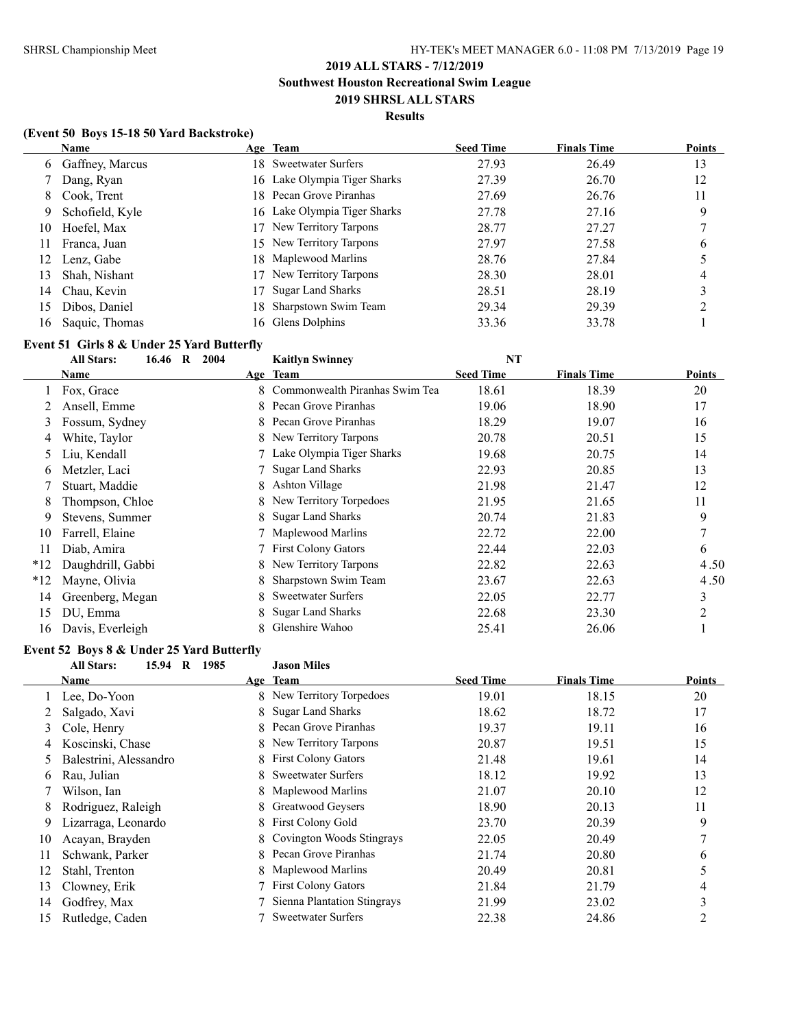## 2019 ALL STARS - 7/12/2019
### Southwest Houston Recreational Swim League
### 2019 SHRSL ALL STARS
### Results

**(Event 50 Boys 15-18 50 Yard Backstroke)**

| | Name | Age | Team | Seed Time | Finals Time | Points |
|---|---|---|---|---|---|---|
| 6 | Gaffney, Marcus | 18 | Sweetwater Surfers | 27.93 | 26.49 | 13 |
| 7 | Dang, Ryan | 16 | Lake Olympia Tiger Sharks | 27.39 | 26.70 | 12 |
| 8 | Cook, Trent | 18 | Pecan Grove Piranhas | 27.69 | 26.76 | 11 |
| 9 | Schofield, Kyle | 16 | Lake Olympia Tiger Sharks | 27.78 | 27.16 | 9 |
| 10 | Hoefel, Max | 17 | New Territory Tarpons | 28.77 | 27.27 | 7 |
| 11 | Franca, Juan | 15 | New Territory Tarpons | 27.97 | 27.58 | 6 |
| 12 | Lenz, Gabe | 18 | Maplewood Marlins | 28.76 | 27.84 | 5 |
| 13 | Shah, Nishant | 17 | New Territory Tarpons | 28.30 | 28.01 | 4 |
| 14 | Chau, Kevin | 17 | Sugar Land Sharks | 28.51 | 28.19 | 3 |
| 15 | Dibos, Daniel | 18 | Sharpstown Swim Team | 29.34 | 29.39 | 2 |
| 16 | Saquic, Thomas | 16 | Glens Dolphins | 33.36 | 33.78 | 1 |

**Event 51 Girls 8 & Under 25 Yard Butterfly**

All Stars: 16.46 R 2004 Kaitlyn Swinney NT

| | Name | Age | Team | Seed Time | Finals Time | Points |
|---|---|---|---|---|---|---|
| 1 | Fox, Grace | 8 | Commonwealth Piranhas Swim Tea | 18.61 | 18.39 | 20 |
| 2 | Ansell, Emme | 8 | Pecan Grove Piranhas | 19.06 | 18.90 | 17 |
| 3 | Fossum, Sydney | 8 | Pecan Grove Piranhas | 18.29 | 19.07 | 16 |
| 4 | White, Taylor | 8 | New Territory Tarpons | 20.78 | 20.51 | 15 |
| 5 | Liu, Kendall | 7 | Lake Olympia Tiger Sharks | 19.68 | 20.75 | 14 |
| 6 | Metzler, Laci | 7 | Sugar Land Sharks | 22.93 | 20.85 | 13 |
| 7 | Stuart, Maddie | 8 | Ashton Village | 21.98 | 21.47 | 12 |
| 8 | Thompson, Chloe | 8 | New Territory Torpedoes | 21.95 | 21.65 | 11 |
| 9 | Stevens, Summer | 8 | Sugar Land Sharks | 20.74 | 21.83 | 9 |
| 10 | Farrell, Elaine | 7 | Maplewood Marlins | 22.72 | 22.00 | 7 |
| 11 | Diab, Amira | 7 | First Colony Gators | 22.44 | 22.03 | 6 |
| *12 | Daughdrill, Gabbi | 8 | New Territory Tarpons | 22.82 | 22.63 | 4.50 |
| *12 | Mayne, Olivia | 8 | Sharpstown Swim Team | 23.67 | 22.63 | 4.50 |
| 14 | Greenberg, Megan | 8 | Sweetwater Surfers | 22.05 | 22.77 | 3 |
| 15 | DU, Emma | 8 | Sugar Land Sharks | 22.68 | 23.30 | 2 |
| 16 | Davis, Everleigh | 8 | Glenshire Wahoo | 25.41 | 26.06 | 1 |

**Event 52 Boys 8 & Under 25 Yard Butterfly**

All Stars: 15.94 R 1985 Jason Miles

| | Name | Age | Team | Seed Time | Finals Time | Points |
|---|---|---|---|---|---|---|
| 1 | Lee, Do-Yoon | 8 | New Territory Torpedoes | 19.01 | 18.15 | 20 |
| 2 | Salgado, Xavi | 8 | Sugar Land Sharks | 18.62 | 18.72 | 17 |
| 3 | Cole, Henry | 8 | Pecan Grove Piranhas | 19.37 | 19.11 | 16 |
| 4 | Koscinski, Chase | 8 | New Territory Tarpons | 20.87 | 19.51 | 15 |
| 5 | Balestrini, Alessandro | 8 | First Colony Gators | 21.48 | 19.61 | 14 |
| 6 | Rau, Julian | 8 | Sweetwater Surfers | 18.12 | 19.92 | 13 |
| 7 | Wilson, Ian | 8 | Maplewood Marlins | 21.07 | 20.10 | 12 |
| 8 | Rodriguez, Raleigh | 8 | Greatwood Geysers | 18.90 | 20.13 | 11 |
| 9 | Lizarraga, Leonardo | 8 | First Colony Gold | 23.70 | 20.39 | 9 |
| 10 | Acayan, Brayden | 8 | Covington Woods Stingrays | 22.05 | 20.49 | 7 |
| 11 | Schwank, Parker | 8 | Pecan Grove Piranhas | 21.74 | 20.80 | 6 |
| 12 | Stahl, Trenton | 8 | Maplewood Marlins | 20.49 | 20.81 | 5 |
| 13 | Clowney, Erik | 7 | First Colony Gators | 21.84 | 21.79 | 4 |
| 14 | Godfrey, Max | 7 | Sienna Plantation Stingrays | 21.99 | 23.02 | 3 |
| 15 | Rutledge, Caden | 7 | Sweetwater Surfers | 22.38 | 24.86 | 2 |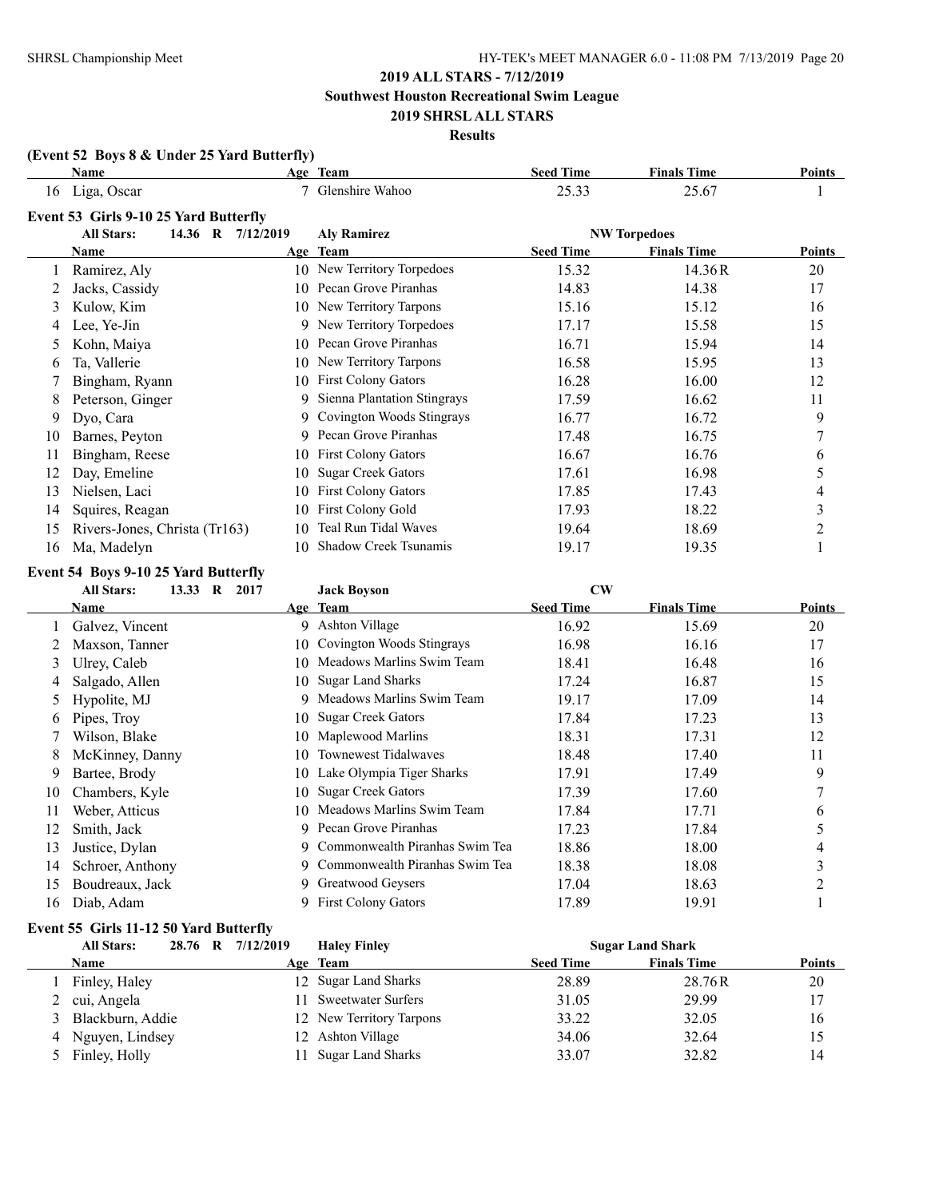## 2019 ALL STARS - 7/12/2019

## Southwest Houston Recreational Swim League

## 2019 SHRSL ALL STARS

## Results

### (Event 52 Boys 8 & Under 25 Yard Butterfly)

| | Name | Age | Team | Seed Time | Finals Time | Points |
|---|---|---|---|---|---|---|
| 16 | Liga, Oscar | 7 | Glenshire Wahoo | 25.33 | 25.67 | 1 |

### Event 53 Girls 9-10 25 Yard Butterfly

All Stars: 14.36 R 7/12/2019 Aly Ramirez NW Torpedoes

| | Name | Age | Team | Seed Time | Finals Time | Points |
|---|---|---|---|---|---|---|
| 1 | Ramirez, Aly | 10 | New Territory Torpedoes | 15.32 | 14.36R | 20 |
| 2 | Jacks, Cassidy | 10 | Pecan Grove Piranhas | 14.83 | 14.38 | 17 |
| 3 | Kulow, Kim | 10 | New Territory Tarpons | 15.16 | 15.12 | 16 |
| 4 | Lee, Ye-Jin | 9 | New Territory Torpedoes | 17.17 | 15.58 | 15 |
| 5 | Kohn, Maiya | 10 | Pecan Grove Piranhas | 16.71 | 15.94 | 14 |
| 6 | Ta, Vallerie | 10 | New Territory Tarpons | 16.58 | 15.95 | 13 |
| 7 | Bingham, Ryann | 10 | First Colony Gators | 16.28 | 16.00 | 12 |
| 8 | Peterson, Ginger | 9 | Sienna Plantation Stingrays | 17.59 | 16.62 | 11 |
| 9 | Dyo, Cara | 9 | Covington Woods Stingrays | 16.77 | 16.72 | 9 |
| 10 | Barnes, Peyton | 9 | Pecan Grove Piranhas | 17.48 | 16.75 | 7 |
| 11 | Bingham, Reese | 10 | First Colony Gators | 16.67 | 16.76 | 6 |
| 12 | Day, Emeline | 10 | Sugar Creek Gators | 17.61 | 16.98 | 5 |
| 13 | Nielsen, Laci | 10 | First Colony Gators | 17.85 | 17.43 | 4 |
| 14 | Squires, Reagan | 10 | First Colony Gold | 17.93 | 18.22 | 3 |
| 15 | Rivers-Jones, Christa (Tr163) | 10 | Teal Run Tidal Waves | 19.64 | 18.69 | 2 |
| 16 | Ma, Madelyn | 10 | Shadow Creek Tsunamis | 19.17 | 19.35 | 1 |

### Event 54 Boys 9-10 25 Yard Butterfly

All Stars: 13.33 R 2017 Jack Boyson CW

| | Name | Age | Team | Seed Time | Finals Time | Points |
|---|---|---|---|---|---|---|
| 1 | Galvez, Vincent | 9 | Ashton Village | 16.92 | 15.69 | 20 |
| 2 | Maxson, Tanner | 10 | Covington Woods Stingrays | 16.98 | 16.16 | 17 |
| 3 | Ulrey, Caleb | 10 | Meadows Marlins Swim Team | 18.41 | 16.48 | 16 |
| 4 | Salgado, Allen | 10 | Sugar Land Sharks | 17.24 | 16.87 | 15 |
| 5 | Hypolite, MJ | 9 | Meadows Marlins Swim Team | 19.17 | 17.09 | 14 |
| 6 | Pipes, Troy | 10 | Sugar Creek Gators | 17.84 | 17.23 | 13 |
| 7 | Wilson, Blake | 10 | Maplewood Marlins | 18.31 | 17.31 | 12 |
| 8 | McKinney, Danny | 10 | Townewest Tidalwaves | 18.48 | 17.40 | 11 |
| 9 | Bartee, Brody | 10 | Lake Olympia Tiger Sharks | 17.91 | 17.49 | 9 |
| 10 | Chambers, Kyle | 10 | Sugar Creek Gators | 17.39 | 17.60 | 7 |
| 11 | Weber, Atticus | 10 | Meadows Marlins Swim Team | 17.84 | 17.71 | 6 |
| 12 | Smith, Jack | 9 | Pecan Grove Piranhas | 17.23 | 17.84 | 5 |
| 13 | Justice, Dylan | 9 | Commonwealth Piranhas Swim Tea | 18.86 | 18.00 | 4 |
| 14 | Schroer, Anthony | 9 | Commonwealth Piranhas Swim Tea | 18.38 | 18.08 | 3 |
| 15 | Boudreaux, Jack | 9 | Greatwood Geysers | 17.04 | 18.63 | 2 |
| 16 | Diab, Adam | 9 | First Colony Gators | 17.89 | 19.91 | 1 |

### Event 55 Girls 11-12 50 Yard Butterfly

All Stars: 28.76 R 7/12/2019 Haley Finley Sugar Land Shark

| | Name | Age | Team | Seed Time | Finals Time | Points |
|---|---|---|---|---|---|---|
| 1 | Finley, Haley | 12 | Sugar Land Sharks | 28.89 | 28.76R | 20 |
| 2 | cui, Angela | 11 | Sweetwater Surfers | 31.05 | 29.99 | 17 |
| 3 | Blackburn, Addie | 12 | New Territory Tarpons | 33.22 | 32.05 | 16 |
| 4 | Nguyen, Lindsey | 12 | Ashton Village | 34.06 | 32.64 | 15 |
| 5 | Finley, Holly | 11 | Sugar Land Sharks | 33.07 | 32.82 | 14 |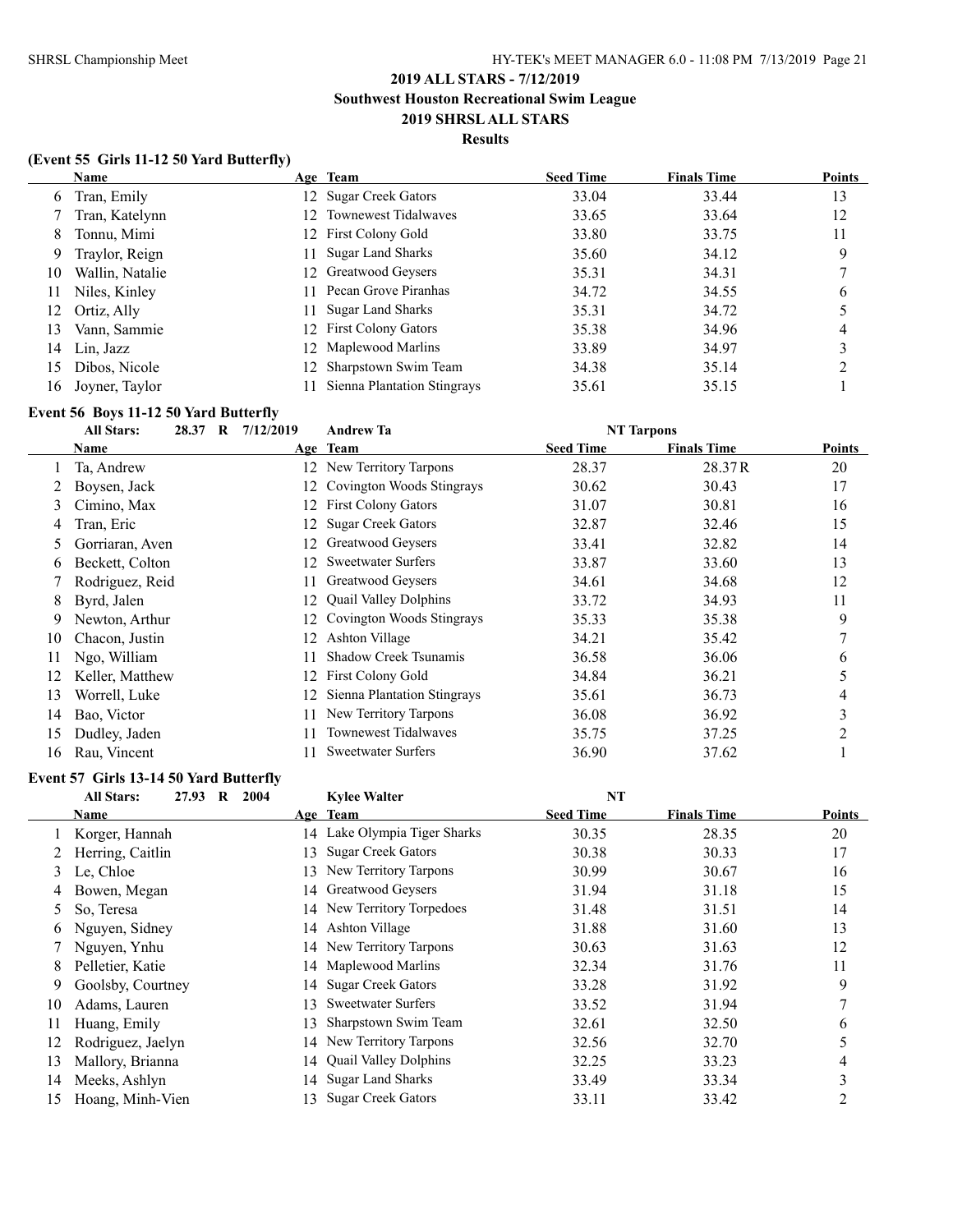## 2019 ALL STARS - 7/12/2019

**Southwest Houston Recreational Swim League**

**2019 SHRSL ALL STARS**

**Results**

### (Event 55 Girls 11-12 50 Yard Butterfly)

| | Name | Age | Team | Seed Time | Finals Time | Points |
|---|---|---|---|---|---|---|
| 6 | Tran, Emily | 12 | Sugar Creek Gators | 33.04 | 33.44 | 13 |
| 7 | Tran, Katelynn | 12 | Townewest Tidalwaves | 33.65 | 33.64 | 12 |
| 8 | Tonnu, Mimi | 12 | First Colony Gold | 33.80 | 33.75 | 11 |
| 9 | Traylor, Reign | 11 | Sugar Land Sharks | 35.60 | 34.12 | 9 |
| 10 | Wallin, Natalie | 12 | Greatwood Geysers | 35.31 | 34.31 | 7 |
| 11 | Niles, Kinley | 11 | Pecan Grove Piranhas | 34.72 | 34.55 | 6 |
| 12 | Ortiz, Ally | 11 | Sugar Land Sharks | 35.31 | 34.72 | 5 |
| 13 | Vann, Sammie | 12 | First Colony Gators | 35.38 | 34.96 | 4 |
| 14 | Lin, Jazz | 12 | Maplewood Marlins | 33.89 | 34.97 | 3 |
| 15 | Dibos, Nicole | 12 | Sharpstown Swim Team | 34.38 | 35.14 | 2 |
| 16 | Joyner, Taylor | 11 | Sienna Plantation Stingrays | 35.61 | 35.15 | 1 |

### Event 56 Boys 11-12 50 Yard Butterfly

All Stars: 28.37 R 7/12/2019 Andrew Ta NT Tarpons

| | Name | Age | Team | Seed Time | Finals Time | Points |
|---|---|---|---|---|---|---|
| 1 | Ta, Andrew | 12 | New Territory Tarpons | 28.37 | 28.37R | 20 |
| 2 | Boysen, Jack | 12 | Covington Woods Stingrays | 30.62 | 30.43 | 17 |
| 3 | Cimino, Max | 12 | First Colony Gators | 31.07 | 30.81 | 16 |
| 4 | Tran, Eric | 12 | Sugar Creek Gators | 32.87 | 32.46 | 15 |
| 5 | Gorriaran, Aven | 12 | Greatwood Geysers | 33.41 | 32.82 | 14 |
| 6 | Beckett, Colton | 12 | Sweetwater Surfers | 33.87 | 33.60 | 13 |
| 7 | Rodriguez, Reid | 11 | Greatwood Geysers | 34.61 | 34.68 | 12 |
| 8 | Byrd, Jalen | 12 | Quail Valley Dolphins | 33.72 | 34.93 | 11 |
| 9 | Newton, Arthur | 12 | Covington Woods Stingrays | 35.33 | 35.38 | 9 |
| 10 | Chacon, Justin | 12 | Ashton Village | 34.21 | 35.42 | 7 |
| 11 | Ngo, William | 11 | Shadow Creek Tsunamis | 36.58 | 36.06 | 6 |
| 12 | Keller, Matthew | 12 | First Colony Gold | 34.84 | 36.21 | 5 |
| 13 | Worrell, Luke | 12 | Sienna Plantation Stingrays | 35.61 | 36.73 | 4 |
| 14 | Bao, Victor | 11 | New Territory Tarpons | 36.08 | 36.92 | 3 |
| 15 | Dudley, Jaden | 11 | Townewest Tidalwaves | 35.75 | 37.25 | 2 |
| 16 | Rau, Vincent | 11 | Sweetwater Surfers | 36.90 | 37.62 | 1 |

### Event 57 Girls 13-14 50 Yard Butterfly

All Stars: 27.93 R 2004 Kylee Walter NT

| | Name | Age | Team | Seed Time | Finals Time | Points |
|---|---|---|---|---|---|---|
| 1 | Korger, Hannah | 14 | Lake Olympia Tiger Sharks | 30.35 | 28.35 | 20 |
| 2 | Herring, Caitlin | 13 | Sugar Creek Gators | 30.38 | 30.33 | 17 |
| 3 | Le, Chloe | 13 | New Territory Tarpons | 30.99 | 30.67 | 16 |
| 4 | Bowen, Megan | 14 | Greatwood Geysers | 31.94 | 31.18 | 15 |
| 5 | So, Teresa | 14 | New Territory Torpedoes | 31.48 | 31.51 | 14 |
| 6 | Nguyen, Sidney | 14 | Ashton Village | 31.88 | 31.60 | 13 |
| 7 | Nguyen, Ynhu | 14 | New Territory Tarpons | 30.63 | 31.63 | 12 |
| 8 | Pelletier, Katie | 14 | Maplewood Marlins | 32.34 | 31.76 | 11 |
| 9 | Goolsby, Courtney | 14 | Sugar Creek Gators | 33.28 | 31.92 | 9 |
| 10 | Adams, Lauren | 13 | Sweetwater Surfers | 33.52 | 31.94 | 7 |
| 11 | Huang, Emily | 13 | Sharpstown Swim Team | 32.61 | 32.50 | 6 |
| 12 | Rodriguez, Jaelyn | 14 | New Territory Tarpons | 32.56 | 32.70 | 5 |
| 13 | Mallory, Brianna | 14 | Quail Valley Dolphins | 32.25 | 33.23 | 4 |
| 14 | Meeks, Ashlyn | 14 | Sugar Land Sharks | 33.49 | 33.34 | 3 |
| 15 | Hoang, Minh-Vien | 13 | Sugar Creek Gators | 33.11 | 33.42 | 2 |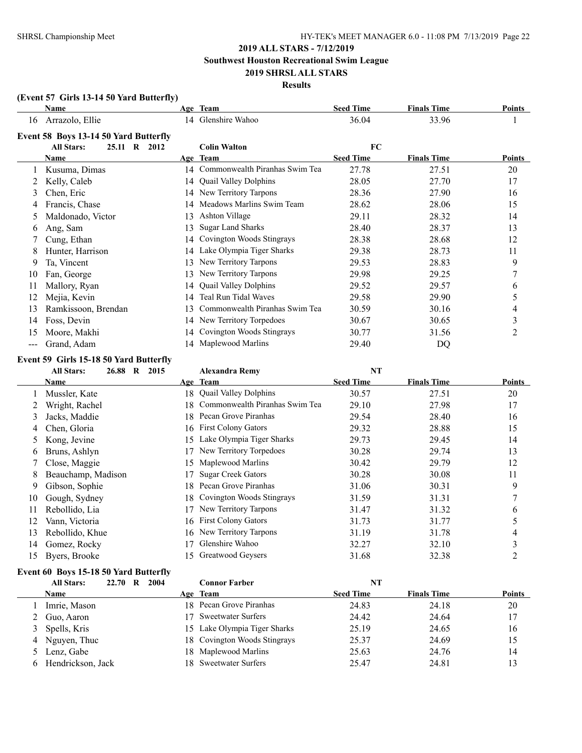## 2019 ALL STARS - 7/12/2019

**Southwest Houston Recreational Swim League**

**2019 SHRSL ALL STARS**

**Results**

### (Event 57 Girls 13-14 50 Yard Butterfly)

| | Name | Age | Team | Seed Time | Finals Time | Points |
|---|---|---|---|---|---|---|
| 16 | Arrazolo, Ellie | 14 | Glenshire Wahoo | 36.04 | 33.96 | 1 |

### Event 58 Boys 13-14 50 Yard Butterfly

All Stars: 25.11 R 2012 Colin Walton FC

| | Name | Age | Team | Seed Time | Finals Time | Points |
|---|---|---|---|---|---|---|
| 1 | Kusuma, Dimas | 14 | Commonwealth Piranhas Swim Tea | 27.78 | 27.51 | 20 |
| 2 | Kelly, Caleb | 14 | Quail Valley Dolphins | 28.05 | 27.70 | 17 |
| 3 | Chen, Eric | 14 | New Territory Tarpons | 28.36 | 27.90 | 16 |
| 4 | Francis, Chase | 14 | Meadows Marlins Swim Team | 28.62 | 28.06 | 15 |
| 5 | Maldonado, Victor | 13 | Ashton Village | 29.11 | 28.32 | 14 |
| 6 | Ang, Sam | 13 | Sugar Land Sharks | 28.40 | 28.37 | 13 |
| 7 | Cung, Ethan | 14 | Covington Woods Stingrays | 28.38 | 28.68 | 12 |
| 8 | Hunter, Harrison | 14 | Lake Olympia Tiger Sharks | 29.38 | 28.73 | 11 |
| 9 | Ta, Vincent | 13 | New Territory Tarpons | 29.53 | 28.83 | 9 |
| 10 | Fan, George | 13 | New Territory Tarpons | 29.98 | 29.25 | 7 |
| 11 | Mallory, Ryan | 14 | Quail Valley Dolphins | 29.52 | 29.57 | 6 |
| 12 | Mejia, Kevin | 14 | Teal Run Tidal Waves | 29.58 | 29.90 | 5 |
| 13 | Ramkissoon, Brendan | 13 | Commonwealth Piranhas Swim Tea | 30.59 | 30.16 | 4 |
| 14 | Foss, Devin | 14 | New Territory Torpedoes | 30.67 | 30.65 | 3 |
| 15 | Moore, Makhi | 14 | Covington Woods Stingrays | 30.77 | 31.56 | 2 |
| --- | Grand, Adam | 14 | Maplewood Marlins | 29.40 | DQ | |

### Event 59 Girls 15-18 50 Yard Butterfly

All Stars: 26.88 R 2015 Alexandra Remy NT

| | Name | Age | Team | Seed Time | Finals Time | Points |
|---|---|---|---|---|---|---|
| 1 | Mussler, Kate | 18 | Quail Valley Dolphins | 30.57 | 27.51 | 20 |
| 2 | Wright, Rachel | 18 | Commonwealth Piranhas Swim Tea | 29.10 | 27.98 | 17 |
| 3 | Jacks, Maddie | 18 | Pecan Grove Piranhas | 29.54 | 28.40 | 16 |
| 4 | Chen, Gloria | 16 | First Colony Gators | 29.32 | 28.88 | 15 |
| 5 | Kong, Jevine | 15 | Lake Olympia Tiger Sharks | 29.73 | 29.45 | 14 |
| 6 | Bruns, Ashlyn | 17 | New Territory Torpedoes | 30.28 | 29.74 | 13 |
| 7 | Close, Maggie | 15 | Maplewood Marlins | 30.42 | 29.79 | 12 |
| 8 | Beauchamp, Madison | 17 | Sugar Creek Gators | 30.28 | 30.08 | 11 |
| 9 | Gibson, Sophie | 18 | Pecan Grove Piranhas | 31.06 | 30.31 | 9 |
| 10 | Gough, Sydney | 18 | Covington Woods Stingrays | 31.59 | 31.31 | 7 |
| 11 | Rebollido, Lia | 17 | New Territory Tarpons | 31.47 | 31.32 | 6 |
| 12 | Vann, Victoria | 16 | First Colony Gators | 31.73 | 31.77 | 5 |
| 13 | Rebollido, Khue | 16 | New Territory Tarpons | 31.19 | 31.78 | 4 |
| 14 | Gomez, Rocky | 17 | Glenshire Wahoo | 32.27 | 32.10 | 3 |
| 15 | Byers, Brooke | 15 | Greatwood Geysers | 31.68 | 32.38 | 2 |

### Event 60 Boys 15-18 50 Yard Butterfly

All Stars: 22.70 R 2004 Connor Farber NT

| | Name | Age | Team | Seed Time | Finals Time | Points |
|---|---|---|---|---|---|---|
| 1 | Imrie, Mason | 18 | Pecan Grove Piranhas | 24.83 | 24.18 | 20 |
| 2 | Guo, Aaron | 17 | Sweetwater Surfers | 24.42 | 24.64 | 17 |
| 3 | Spells, Kris | 15 | Lake Olympia Tiger Sharks | 25.19 | 24.65 | 16 |
| 4 | Nguyen, Thuc | 18 | Covington Woods Stingrays | 25.37 | 24.69 | 15 |
| 5 | Lenz, Gabe | 18 | Maplewood Marlins | 25.63 | 24.76 | 14 |
| 6 | Hendrickson, Jack | 18 | Sweetwater Surfers | 25.47 | 24.81 | 13 |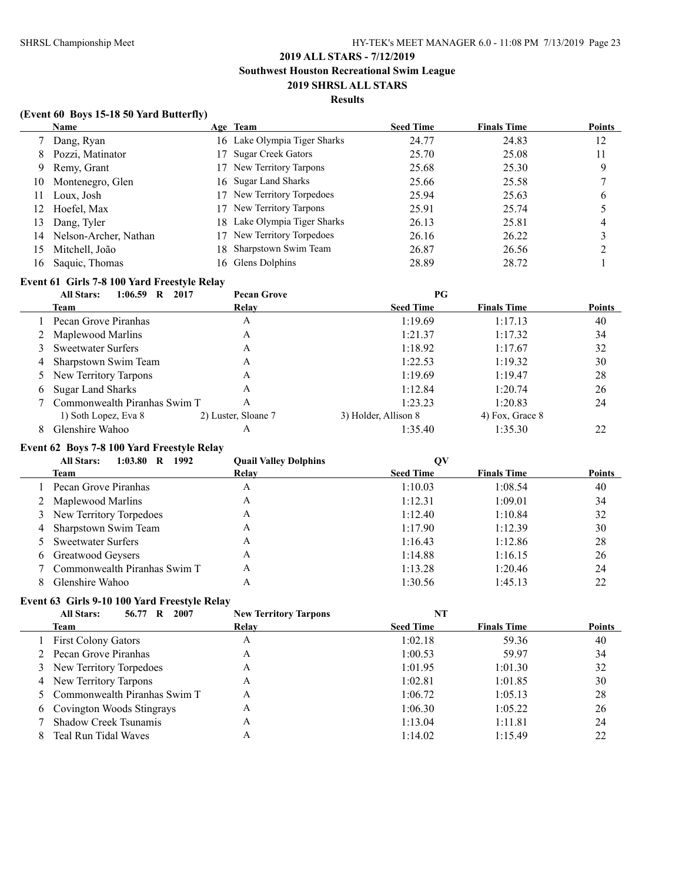# 2019 ALL STARS - 7/12/2019

## Southwest Houston Recreational Swim League

## 2019 SHRSL ALL STARS

### Results

**(Event 60 Boys 15-18 50 Yard Butterfly)**

| | Name | Age | Team | Seed Time | Finals Time | Points |
|---|---|---|---|---|---|---|
| 7 | Dang, Ryan | 16 | Lake Olympia Tiger Sharks | 24.77 | 24.83 | 12 |
| 8 | Pozzi, Matinator | 17 | Sugar Creek Gators | 25.70 | 25.08 | 11 |
| 9 | Remy, Grant | 17 | New Territory Tarpons | 25.68 | 25.30 | 9 |
| 10 | Montenegro, Glen | 16 | Sugar Land Sharks | 25.66 | 25.58 | 7 |
| 11 | Loux, Josh | 17 | New Territory Torpedoes | 25.94 | 25.63 | 6 |
| 12 | Hoefel, Max | 17 | New Territory Tarpons | 25.91 | 25.74 | 5 |
| 13 | Dang, Tyler | 18 | Lake Olympia Tiger Sharks | 26.13 | 25.81 | 4 |
| 14 | Nelson-Archer, Nathan | 17 | New Territory Torpedoes | 26.16 | 26.22 | 3 |
| 15 | Mitchell, João | 18 | Sharpstown Swim Team | 26.87 | 26.56 | 2 |
| 16 | Saquic, Thomas | 16 | Glens Dolphins | 28.89 | 28.72 | 1 |

**Event 61 Girls 7-8 100 Yard Freestyle Relay**

All Stars: 1:06.59 R 2017 Pecan Grove PG

| | Team | Relay | Seed Time | Finals Time | Points |
|---|---|---|---|---|---|
| 1 | Pecan Grove Piranhas | A | 1:19.69 | 1:17.13 | 40 |
| 2 | Maplewood Marlins | A | 1:21.37 | 1:17.32 | 34 |
| 3 | Sweetwater Surfers | A | 1:18.92 | 1:17.67 | 32 |
| 4 | Sharpstown Swim Team | A | 1:22.53 | 1:19.32 | 30 |
| 5 | New Territory Tarpons | A | 1:19.69 | 1:19.47 | 28 |
| 6 | Sugar Land Sharks | A | 1:12.84 | 1:20.74 | 26 |
| 7 | Commonwealth Piranhas Swim T | A | 1:23.23 | 1:20.83 | 24 |
| | 1) Soth Lopez, Eva 8 | 2) Luster, Sloane 7 | 3) Holder, Allison 8 | 4) Fox, Grace 8 | |
| 8 | Glenshire Wahoo | A | 1:35.40 | 1:35.30 | 22 |

**Event 62 Boys 7-8 100 Yard Freestyle Relay**

All Stars: 1:03.80 R 1992 Quail Valley Dolphins QV

| | Team | Relay | Seed Time | Finals Time | Points |
|---|---|---|---|---|---|
| 1 | Pecan Grove Piranhas | A | 1:10.03 | 1:08.54 | 40 |
| 2 | Maplewood Marlins | A | 1:12.31 | 1:09.01 | 34 |
| 3 | New Territory Torpedoes | A | 1:12.40 | 1:10.84 | 32 |
| 4 | Sharpstown Swim Team | A | 1:17.90 | 1:12.39 | 30 |
| 5 | Sweetwater Surfers | A | 1:16.43 | 1:12.86 | 28 |
| 6 | Greatwood Geysers | A | 1:14.88 | 1:16.15 | 26 |
| 7 | Commonwealth Piranhas Swim T | A | 1:13.28 | 1:20.46 | 24 |
| 8 | Glenshire Wahoo | A | 1:30.56 | 1:45.13 | 22 |

**Event 63 Girls 9-10 100 Yard Freestyle Relay**

All Stars: 56.77 R 2007 New Territory Tarpons NT

| | Team | Relay | Seed Time | Finals Time | Points |
|---|---|---|---|---|---|
| 1 | First Colony Gators | A | 1:02.18 | 59.36 | 40 |
| 2 | Pecan Grove Piranhas | A | 1:00.53 | 59.97 | 34 |
| 3 | New Territory Torpedoes | A | 1:01.95 | 1:01.30 | 32 |
| 4 | New Territory Tarpons | A | 1:02.81 | 1:01.85 | 30 |
| 5 | Commonwealth Piranhas Swim T | A | 1:06.72 | 1:05.13 | 28 |
| 6 | Covington Woods Stingrays | A | 1:06.30 | 1:05.22 | 26 |
| 7 | Shadow Creek Tsunamis | A | 1:13.04 | 1:11.81 | 24 |
| 8 | Teal Run Tidal Waves | A | 1:14.02 | 1:15.49 | 22 |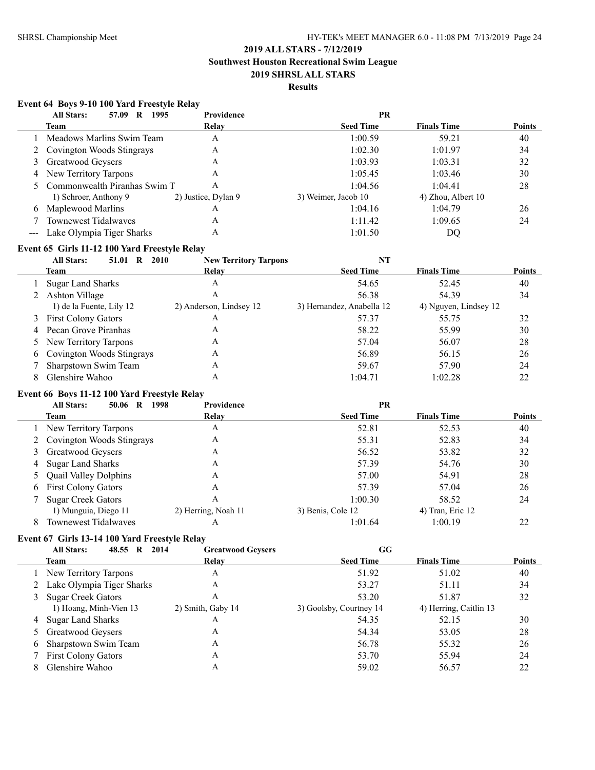## 2019 ALL STARS - 7/12/2019

**Southwest Houston Recreational Swim League**

**2019 SHRSL ALL STARS**

**Results**

### Event 64 Boys 9-10 100 Yard Freestyle Relay

| | All Stars: 57.09 R 1995 | Providence | PR | | |
|---|---|---|---|---|---|
| | **Team** | **Relay** | **Seed Time** | **Finals Time** | **Points** |
| 1 | Meadows Marlins Swim Team | A | 1:00.59 | 59.21 | 40 |
| 2 | Covington Woods Stingrays | A | 1:02.30 | 1:01.97 | 34 |
| 3 | Greatwood Geysers | A | 1:03.93 | 1:03.31 | 32 |
| 4 | New Territory Tarpons | A | 1:05.45 | 1:03.46 | 30 |
| 5 | Commonwealth Piranhas Swim T | A | 1:04.56 | 1:04.41 | 28 |
| | 1) Schroer, Anthony 9 | 2) Justice, Dylan 9 | 3) Weimer, Jacob 10 | 4) Zhou, Albert 10 | |
| 6 | Maplewood Marlins | A | 1:04.16 | 1:04.79 | 26 |
| 7 | Townewest Tidalwaves | A | 1:11.42 | 1:09.65 | 24 |
| --- | Lake Olympia Tiger Sharks | A | 1:01.50 | DQ | |

### Event 65 Girls 11-12 100 Yard Freestyle Relay

| | All Stars: 51.01 R 2010 | New Territory Tarpons | NT | | |
|---|---|---|---|---|---|
| | **Team** | **Relay** | **Seed Time** | **Finals Time** | **Points** |
| 1 | Sugar Land Sharks | A | 54.65 | 52.45 | 40 |
| 2 | Ashton Village | A | 56.38 | 54.39 | 34 |
| | 1) de la Fuente, Lily 12 | 2) Anderson, Lindsey 12 | 3) Hernandez, Anabella 12 | 4) Nguyen, Lindsey 12 | |
| 3 | First Colony Gators | A | 57.37 | 55.75 | 32 |
| 4 | Pecan Grove Piranhas | A | 58.22 | 55.99 | 30 |
| 5 | New Territory Tarpons | A | 57.04 | 56.07 | 28 |
| 6 | Covington Woods Stingrays | A | 56.89 | 56.15 | 26 |
| 7 | Sharpstown Swim Team | A | 59.67 | 57.90 | 24 |
| 8 | Glenshire Wahoo | A | 1:04.71 | 1:02.28 | 22 |

### Event 66 Boys 11-12 100 Yard Freestyle Relay

| | All Stars: 50.06 R 1998 | Providence | PR | | |
|---|---|---|---|---|---|
| | **Team** | **Relay** | **Seed Time** | **Finals Time** | **Points** |
| 1 | New Territory Tarpons | A | 52.81 | 52.53 | 40 |
| 2 | Covington Woods Stingrays | A | 55.31 | 52.83 | 34 |
| 3 | Greatwood Geysers | A | 56.52 | 53.82 | 32 |
| 4 | Sugar Land Sharks | A | 57.39 | 54.76 | 30 |
| 5 | Quail Valley Dolphins | A | 57.00 | 54.91 | 28 |
| 6 | First Colony Gators | A | 57.39 | 57.04 | 26 |
| 7 | Sugar Creek Gators | A | 1:00.30 | 58.52 | 24 |
| | 1) Munguia, Diego 11 | 2) Herring, Noah 11 | 3) Benis, Cole 12 | 4) Tran, Eric 12 | |
| 8 | Townewest Tidalwaves | A | 1:01.64 | 1:00.19 | 22 |

### Event 67 Girls 13-14 100 Yard Freestyle Relay

| | All Stars: 48.55 R 2014 | Greatwood Geysers | GG | | |
|---|---|---|---|---|---|
| | **Team** | **Relay** | **Seed Time** | **Finals Time** | **Points** |
| 1 | New Territory Tarpons | A | 51.92 | 51.02 | 40 |
| 2 | Lake Olympia Tiger Sharks | A | 53.27 | 51.11 | 34 |
| 3 | Sugar Creek Gators | A | 53.20 | 51.87 | 32 |
| | 1) Hoang, Minh-Vien 13 | 2) Smith, Gaby 14 | 3) Goolsby, Courtney 14 | 4) Herring, Caitlin 13 | |
| 4 | Sugar Land Sharks | A | 54.35 | 52.15 | 30 |
| 5 | Greatwood Geysers | A | 54.34 | 53.05 | 28 |
| 6 | Sharpstown Swim Team | A | 56.78 | 55.32 | 26 |
| 7 | First Colony Gators | A | 53.70 | 55.94 | 24 |
| 8 | Glenshire Wahoo | A | 59.02 | 56.57 | 22 |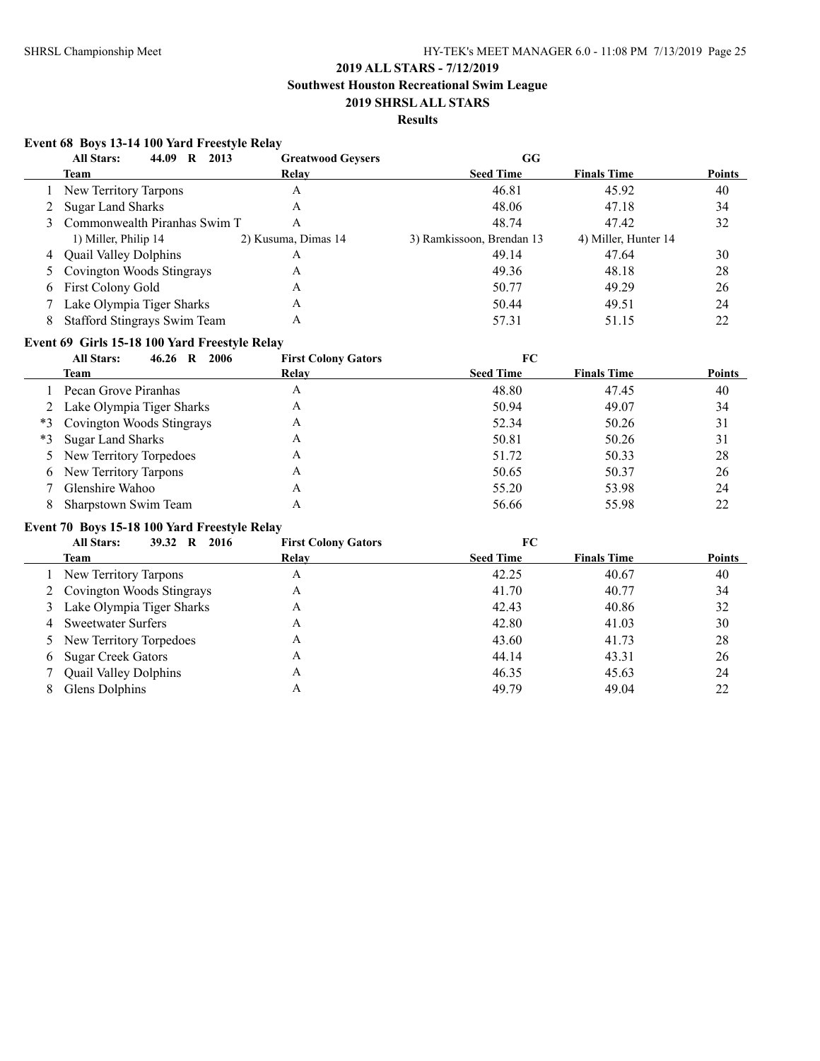## 2019 ALL STARS - 7/12/2019

## Southwest Houston Recreational Swim League

## 2019 SHRSL ALL STARS

### Results

#### Event 68 Boys 13-14 100 Yard Freestyle Relay

All Stars: 44.09 R 2013 Greatwood Geysers GG

| | Team | Relay | Seed Time | Finals Time | Points |
|---|---|---|---|---|---|
| 1 | New Territory Tarpons | A | 46.81 | 45.92 | 40 |
| 2 | Sugar Land Sharks | A | 48.06 | 47.18 | 34 |
| 3 | Commonwealth Piranhas Swim T | A | 48.74 | 47.42 | 32 |
| | 1) Miller, Philip 14 | 2) Kusuma, Dimas 14 | 3) Ramkissoon, Brendan 13 | 4) Miller, Hunter 14 | |
| 4 | Quail Valley Dolphins | A | 49.14 | 47.64 | 30 |
| 5 | Covington Woods Stingrays | A | 49.36 | 48.18 | 28 |
| 6 | First Colony Gold | A | 50.77 | 49.29 | 26 |
| 7 | Lake Olympia Tiger Sharks | A | 50.44 | 49.51 | 24 |
| 8 | Stafford Stingrays Swim Team | A | 57.31 | 51.15 | 22 |

#### Event 69 Girls 15-18 100 Yard Freestyle Relay

All Stars: 46.26 R 2006 First Colony Gators FC

| | Team | Relay | Seed Time | Finals Time | Points |
|---|---|---|---|---|---|
| 1 | Pecan Grove Piranhas | A | 48.80 | 47.45 | 40 |
| 2 | Lake Olympia Tiger Sharks | A | 50.94 | 49.07 | 34 |
| *3 | Covington Woods Stingrays | A | 52.34 | 50.26 | 31 |
| *3 | Sugar Land Sharks | A | 50.81 | 50.26 | 31 |
| 5 | New Territory Torpedoes | A | 51.72 | 50.33 | 28 |
| 6 | New Territory Tarpons | A | 50.65 | 50.37 | 26 |
| 7 | Glenshire Wahoo | A | 55.20 | 53.98 | 24 |
| 8 | Sharpstown Swim Team | A | 56.66 | 55.98 | 22 |

#### Event 70 Boys 15-18 100 Yard Freestyle Relay

All Stars: 39.32 R 2016 First Colony Gators FC

| | Team | Relay | Seed Time | Finals Time | Points |
|---|---|---|---|---|---|
| 1 | New Territory Tarpons | A | 42.25 | 40.67 | 40 |
| 2 | Covington Woods Stingrays | A | 41.70 | 40.77 | 34 |
| 3 | Lake Olympia Tiger Sharks | A | 42.43 | 40.86 | 32 |
| 4 | Sweetwater Surfers | A | 42.80 | 41.03 | 30 |
| 5 | New Territory Torpedoes | A | 43.60 | 41.73 | 28 |
| 6 | Sugar Creek Gators | A | 44.14 | 43.31 | 26 |
| 7 | Quail Valley Dolphins | A | 46.35 | 45.63 | 24 |
| 8 | Glens Dolphins | A | 49.79 | 49.04 | 22 |